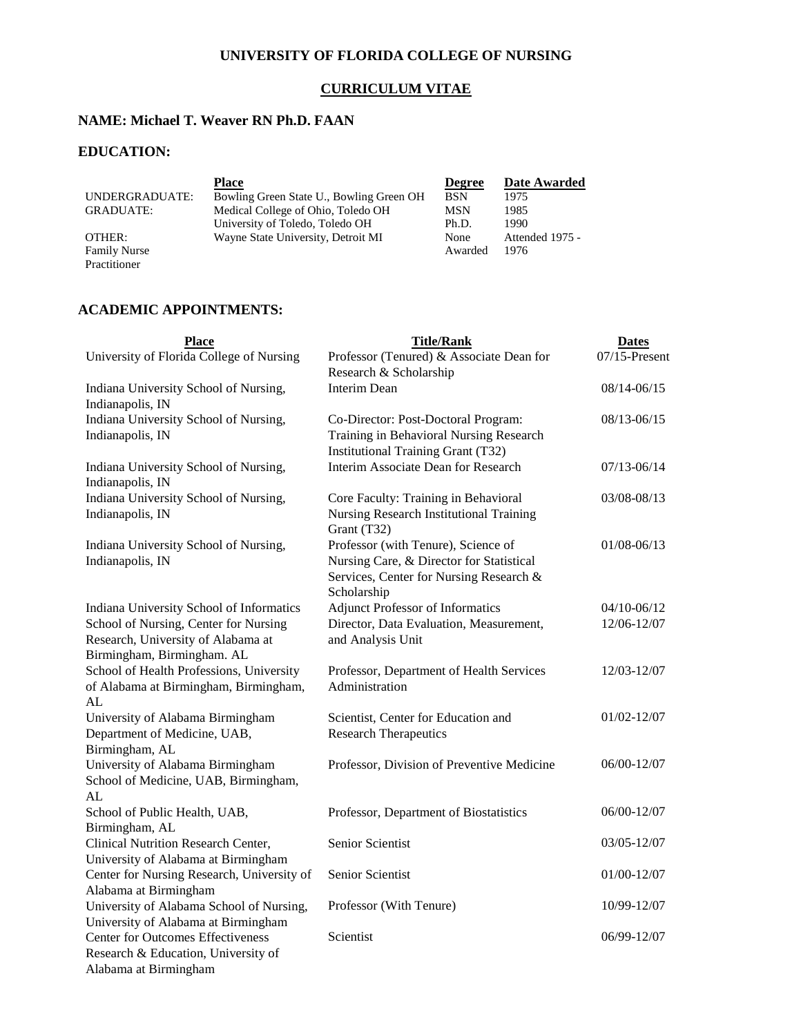# UNIVERSITY OF FLORIDA COLLEGE OF NURSING

## CURRICULUM VITAE

### NAME: Michael T. Weaver RN Ph.D. FAAN

### EDUCATION:

| | Place | Degree | Date Awarded |
|---|---|---|---|
| UNDERGRADUATE: | Bowling Green State U., Bowling Green OH | BSN | 1975 |
| GRADUATE: | Medical College of Ohio, Toledo OH | MSN | 1985 |
| | University of Toledo, Toledo OH | Ph.D. | 1990 |
| OTHER: Family Nurse Practitioner | Wayne State University, Detroit MI | None Awarded | Attended 1975 - 1976 |

### ACADEMIC APPOINTMENTS:

| Place | Title/Rank | Dates |
|---|---|---|
| University of Florida College of Nursing | Professor (Tenured) & Associate Dean for Research & Scholarship | 07/15-Present |
| Indiana University School of Nursing, Indianapolis, IN | Interim Dean | 08/14-06/15 |
| Indiana University School of Nursing, Indianapolis, IN | Co-Director: Post-Doctoral Program: Training in Behavioral Nursing Research Institutional Training Grant (T32) | 08/13-06/15 |
| Indiana University School of Nursing, Indianapolis, IN | Interim Associate Dean for Research | 07/13-06/14 |
| Indiana University School of Nursing, Indianapolis, IN | Core Faculty: Training in Behavioral Nursing Research Institutional Training Grant (T32) | 03/08-08/13 |
| Indiana University School of Nursing, Indianapolis, IN | Professor (with Tenure), Science of Nursing Care, & Director for Statistical Services, Center for Nursing Research & Scholarship | 01/08-06/13 |
| Indiana University School of Informatics | Adjunct Professor of Informatics | 04/10-06/12 |
| School of Nursing, Center for Nursing Research, University of Alabama at Birmingham, Birmingham. AL | Director, Data Evaluation, Measurement, and Analysis Unit | 12/06-12/07 |
| School of Health Professions, University of Alabama at Birmingham, Birmingham, AL | Professor, Department of Health Services Administration | 12/03-12/07 |
| University of Alabama Birmingham Department of Medicine, UAB, Birmingham, AL | Scientist, Center for Education and Research Therapeutics | 01/02-12/07 |
| University of Alabama Birmingham School of Medicine, UAB, Birmingham, AL | Professor, Division of Preventive Medicine | 06/00-12/07 |
| School of Public Health, UAB, Birmingham, AL | Professor, Department of Biostatistics | 06/00-12/07 |
| Clinical Nutrition Research Center, University of Alabama at Birmingham | Senior Scientist | 03/05-12/07 |
| Center for Nursing Research, University of Alabama at Birmingham | Senior Scientist | 01/00-12/07 |
| University of Alabama School of Nursing, University of Alabama at Birmingham | Professor (With Tenure) | 10/99-12/07 |
| Center for Outcomes Effectiveness Research & Education, University of Alabama at Birmingham | Scientist | 06/99-12/07 |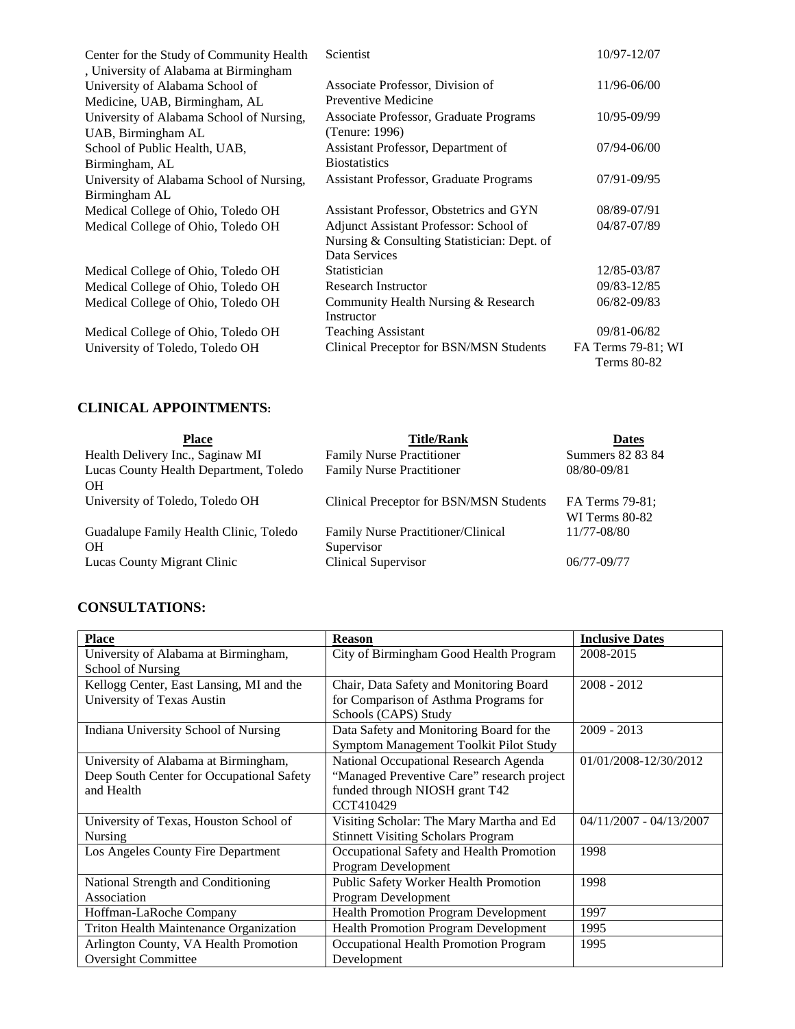| | | |
|---|---|---|
| Center for the Study of Community Health , University of Alabama at Birmingham | Scientist | 10/97-12/07 |
| University of Alabama School of Medicine, UAB, Birmingham, AL | Associate Professor, Division of Preventive Medicine | 11/96-06/00 |
| University of Alabama School of Nursing, UAB, Birmingham AL | Associate Professor, Graduate Programs (Tenure: 1996) | 10/95-09/99 |
| School of Public Health, UAB, Birmingham, AL | Assistant Professor, Department of Biostatistics | 07/94-06/00 |
| University of Alabama School of Nursing, Birmingham AL | Assistant Professor, Graduate Programs | 07/91-09/95 |
| Medical College of Ohio, Toledo OH | Assistant Professor, Obstetrics and GYN | 08/89-07/91 |
| Medical College of Ohio, Toledo OH | Adjunct Assistant Professor: School of Nursing & Consulting Statistician: Dept. of Data Services | 04/87-07/89 |
| Medical College of Ohio, Toledo OH | Statistician | 12/85-03/87 |
| Medical College of Ohio, Toledo OH | Research Instructor | 09/83-12/85 |
| Medical College of Ohio, Toledo OH | Community Health Nursing & Research Instructor | 06/82-09/83 |
| Medical College of Ohio, Toledo OH | Teaching Assistant | 09/81-06/82 |
| University of Toledo, Toledo OH | Clinical Preceptor for BSN/MSN Students | FA Terms 79-81; WI Terms 80-82 |

## CLINICAL APPOINTMENTS:

| Place | Title/Rank | Dates |
|---|---|---|
| Health Delivery Inc., Saginaw MI | Family Nurse Practitioner | Summers 82 83 84 |
| Lucas County Health Department, Toledo OH | Family Nurse Practitioner | 08/80-09/81 |
| University of Toledo, Toledo OH | Clinical Preceptor for BSN/MSN Students | FA Terms 79-81; WI Terms 80-82 |
| Guadalupe Family Health Clinic, Toledo OH | Family Nurse Practitioner/Clinical Supervisor | 11/77-08/80 |
| Lucas County Migrant Clinic | Clinical Supervisor | 06/77-09/77 |

## CONSULTATIONS:

| Place | Reason | Inclusive Dates |
|---|---|---|
| University of Alabama at Birmingham, School of Nursing | City of Birmingham Good Health Program | 2008-2015 |
| Kellogg Center, East Lansing, MI and the University of Texas Austin | Chair, Data Safety and Monitoring Board for Comparison of Asthma Programs for Schools (CAPS) Study | 2008 - 2012 |
| Indiana University School of Nursing | Data Safety and Monitoring Board for the Symptom Management Toolkit Pilot Study | 2009 - 2013 |
| University of Alabama at Birmingham, Deep South Center for Occupational Safety and Health | National Occupational Research Agenda "Managed Preventive Care" research project funded through NIOSH grant T42 CCT410429 | 01/01/2008-12/30/2012 |
| University of Texas, Houston School of Nursing | Visiting Scholar: The Mary Martha and Ed Stinnett Visiting Scholars Program | 04/11/2007 - 04/13/2007 |
| Los Angeles County Fire Department | Occupational Safety and Health Promotion Program Development | 1998 |
| National Strength and Conditioning Association | Public Safety Worker Health Promotion Program Development | 1998 |
| Hoffman-LaRoche Company | Health Promotion Program Development | 1997 |
| Triton Health Maintenance Organization | Health Promotion Program Development | 1995 |
| Arlington County, VA Health Promotion Oversight Committee | Occupational Health Promotion Program Development | 1995 |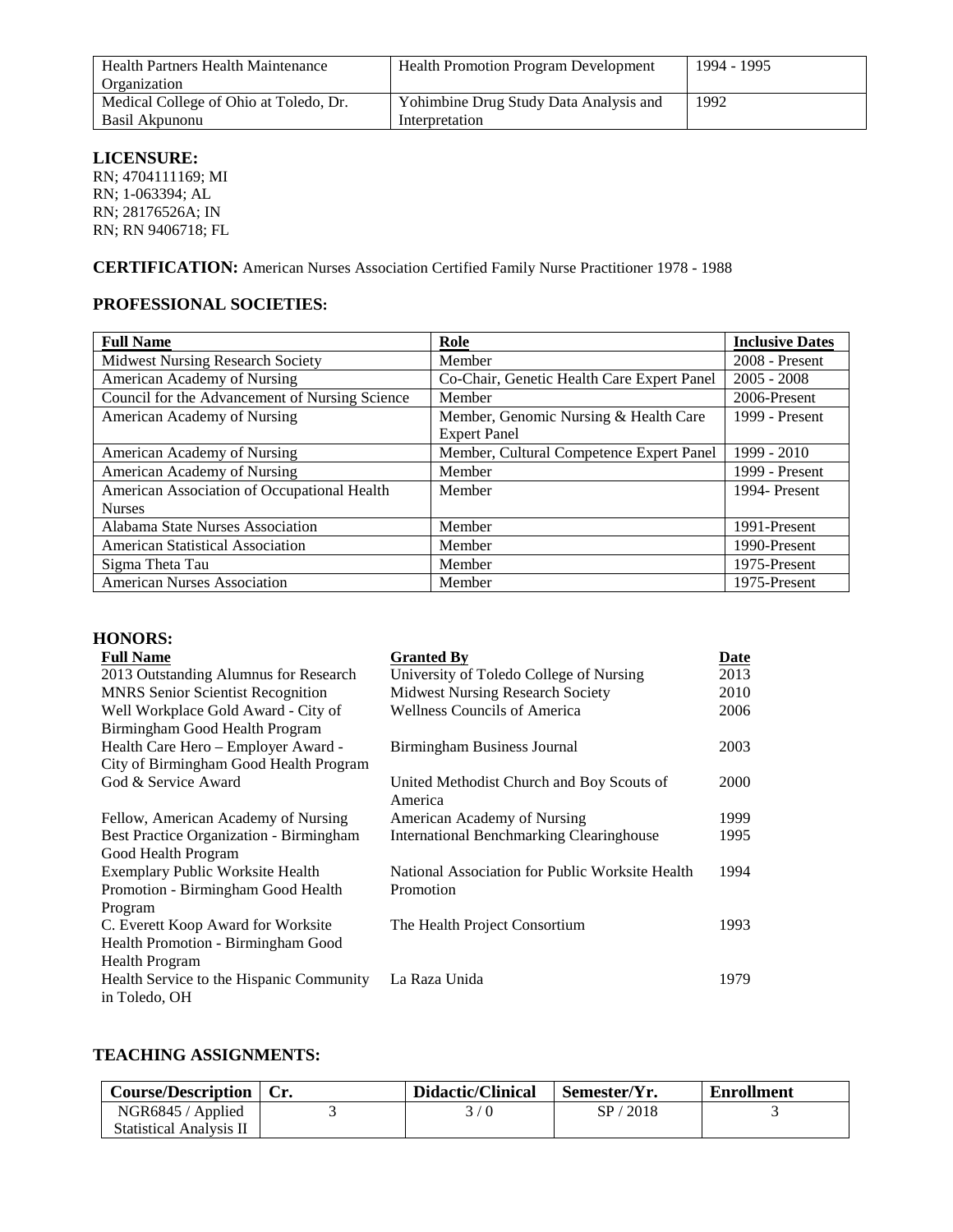| | | |
|---|---|---|
| Health Partners Health Maintenance Organization | Health Promotion Program Development | 1994 - 1995 |
| Medical College of Ohio at Toledo, Dr. Basil Akpunonu | Yohimbine Drug Study Data Analysis and Interpretation | 1992 |

**LICENSURE:**
RN; 4704111169; MI
RN; 1-063394; AL
RN; 28176526A; IN
RN; RN 9406718; FL

**CERTIFICATION:** American Nurses Association Certified Family Nurse Practitioner 1978 - 1988

**PROFESSIONAL SOCIETIES:**

| Full Name | Role | Inclusive Dates |
|---|---|---|
| Midwest Nursing Research Society | Member | 2008 - Present |
| American Academy of Nursing | Co-Chair, Genetic Health Care Expert Panel | 2005 - 2008 |
| Council for the Advancement of Nursing Science | Member | 2006-Present |
| American Academy of Nursing | Member, Genomic Nursing & Health Care Expert Panel | 1999 - Present |
| American Academy of Nursing | Member, Cultural Competence Expert Panel | 1999 - 2010 |
| American Academy of Nursing | Member | 1999 - Present |
| American Association of Occupational Health Nurses | Member | 1994- Present |
| Alabama State Nurses Association | Member | 1991-Present |
| American Statistical Association | Member | 1990-Present |
| Sigma Theta Tau | Member | 1975-Present |
| American Nurses Association | Member | 1975-Present |

**HONORS:**

| Full Name | Granted By | Date |
|---|---|---|
| 2013 Outstanding Alumnus for Research | University of Toledo College of Nursing | 2013 |
| MNRS Senior Scientist Recognition | Midwest Nursing Research Society | 2010 |
| Well Workplace Gold Award - City of Birmingham Good Health Program | Wellness Councils of America | 2006 |
| Health Care Hero – Employer Award - City of Birmingham Good Health Program | Birmingham Business Journal | 2003 |
| God & Service Award | United Methodist Church and Boy Scouts of America | 2000 |
| Fellow, American Academy of Nursing | American Academy of Nursing | 1999 |
| Best Practice Organization - Birmingham Good Health Program | International Benchmarking Clearinghouse | 1995 |
| Exemplary Public Worksite Health Promotion - Birmingham Good Health Program | National Association for Public Worksite Health Promotion | 1994 |
| C. Everett Koop Award for Worksite Health Promotion - Birmingham Good Health Program | The Health Project Consortium | 1993 |
| Health Service to the Hispanic Community in Toledo, OH | La Raza Unida | 1979 |

**TEACHING ASSIGNMENTS:**

| Course/Description | Cr. | Didactic/Clinical | Semester/Yr. | Enrollment |
|---|---|---|---|---|
| NGR6845 / Applied Statistical Analysis II | 3 | 3 / 0 | SP / 2018 | 3 |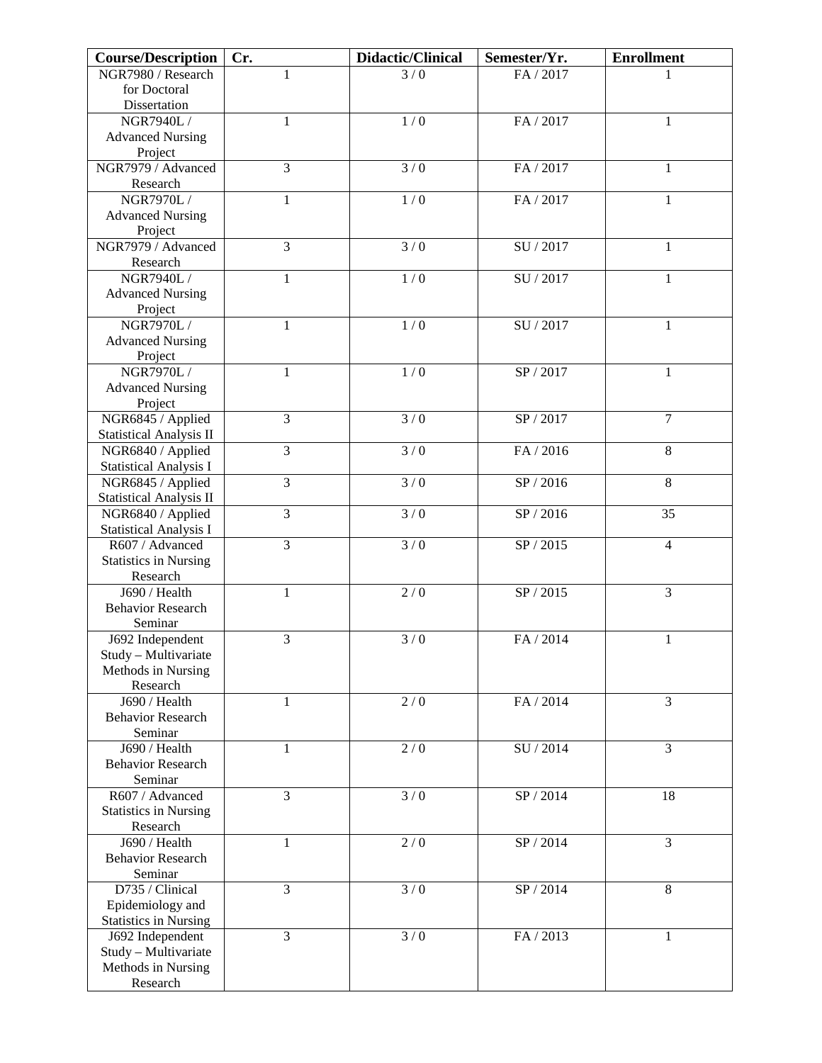| Course/Description | Cr. | Didactic/Clinical | Semester/Yr. | Enrollment |
| --- | --- | --- | --- | --- |
| NGR7980 / Research for Doctoral Dissertation | 1 | 3 / 0 | FA / 2017 | 1 |
| NGR7940L / Advanced Nursing Project | 1 | 1 / 0 | FA / 2017 | 1 |
| NGR7979 / Advanced Research | 3 | 3 / 0 | FA / 2017 | 1 |
| NGR7970L / Advanced Nursing Project | 1 | 1 / 0 | FA / 2017 | 1 |
| NGR7979 / Advanced Research | 3 | 3 / 0 | SU / 2017 | 1 |
| NGR7940L / Advanced Nursing Project | 1 | 1 / 0 | SU / 2017 | 1 |
| NGR7970L / Advanced Nursing Project | 1 | 1 / 0 | SU / 2017 | 1 |
| NGR7970L / Advanced Nursing Project | 1 | 1 / 0 | SP / 2017 | 1 |
| NGR6845 / Applied Statistical Analysis II | 3 | 3 / 0 | SP / 2017 | 7 |
| NGR6840 / Applied Statistical Analysis I | 3 | 3 / 0 | FA / 2016 | 8 |
| NGR6845 / Applied Statistical Analysis II | 3 | 3 / 0 | SP / 2016 | 8 |
| NGR6840 / Applied Statistical Analysis I | 3 | 3 / 0 | SP / 2016 | 35 |
| R607 / Advanced Statistics in Nursing Research | 3 | 3 / 0 | SP / 2015 | 4 |
| J690 / Health Behavior Research Seminar | 1 | 2 / 0 | SP / 2015 | 3 |
| J692 Independent Study – Multivariate Methods in Nursing Research | 3 | 3 / 0 | FA / 2014 | 1 |
| J690 / Health Behavior Research Seminar | 1 | 2 / 0 | FA / 2014 | 3 |
| J690 / Health Behavior Research Seminar | 1 | 2 / 0 | SU / 2014 | 3 |
| R607 / Advanced Statistics in Nursing Research | 3 | 3 / 0 | SP / 2014 | 18 |
| J690 / Health Behavior Research Seminar | 1 | 2 / 0 | SP / 2014 | 3 |
| D735 / Clinical Epidemiology and Statistics in Nursing | 3 | 3 / 0 | SP / 2014 | 8 |
| J692 Independent Study – Multivariate Methods in Nursing Research | 3 | 3 / 0 | FA / 2013 | 1 |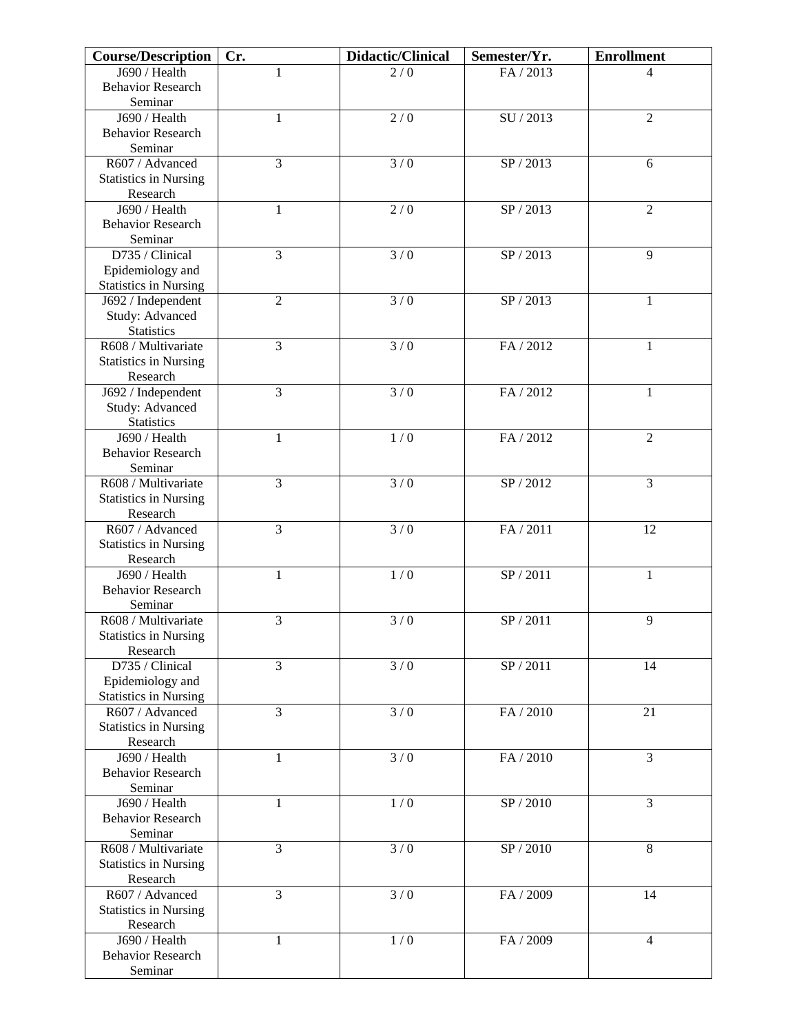| Course/Description | Cr. | Didactic/Clinical | Semester/Yr. | Enrollment |
| --- | --- | --- | --- | --- |
| J690 / Health Behavior Research Seminar | 1 | 2 / 0 | FA / 2013 | 4 |
| J690 / Health Behavior Research Seminar | 1 | 2 / 0 | SU / 2013 | 2 |
| R607 / Advanced Statistics in Nursing Research | 3 | 3 / 0 | SP / 2013 | 6 |
| J690 / Health Behavior Research Seminar | 1 | 2 / 0 | SP / 2013 | 2 |
| D735 / Clinical Epidemiology and Statistics in Nursing | 3 | 3 / 0 | SP / 2013 | 9 |
| J692 / Independent Study: Advanced Statistics | 2 | 3 / 0 | SP / 2013 | 1 |
| R608 / Multivariate Statistics in Nursing Research | 3 | 3 / 0 | FA / 2012 | 1 |
| J692 / Independent Study: Advanced Statistics | 3 | 3 / 0 | FA / 2012 | 1 |
| J690 / Health Behavior Research Seminar | 1 | 1 / 0 | FA / 2012 | 2 |
| R608 / Multivariate Statistics in Nursing Research | 3 | 3 / 0 | SP / 2012 | 3 |
| R607 / Advanced Statistics in Nursing Research | 3 | 3 / 0 | FA / 2011 | 12 |
| J690 / Health Behavior Research Seminar | 1 | 1 / 0 | SP / 2011 | 1 |
| R608 / Multivariate Statistics in Nursing Research | 3 | 3 / 0 | SP / 2011 | 9 |
| D735 / Clinical Epidemiology and Statistics in Nursing | 3 | 3 / 0 | SP / 2011 | 14 |
| R607 / Advanced Statistics in Nursing Research | 3 | 3 / 0 | FA / 2010 | 21 |
| J690 / Health Behavior Research Seminar | 1 | 3 / 0 | FA / 2010 | 3 |
| J690 / Health Behavior Research Seminar | 1 | 1 / 0 | SP / 2010 | 3 |
| R608 / Multivariate Statistics in Nursing Research | 3 | 3 / 0 | SP / 2010 | 8 |
| R607 / Advanced Statistics in Nursing Research | 3 | 3 / 0 | FA / 2009 | 14 |
| J690 / Health Behavior Research Seminar | 1 | 1 / 0 | FA / 2009 | 4 |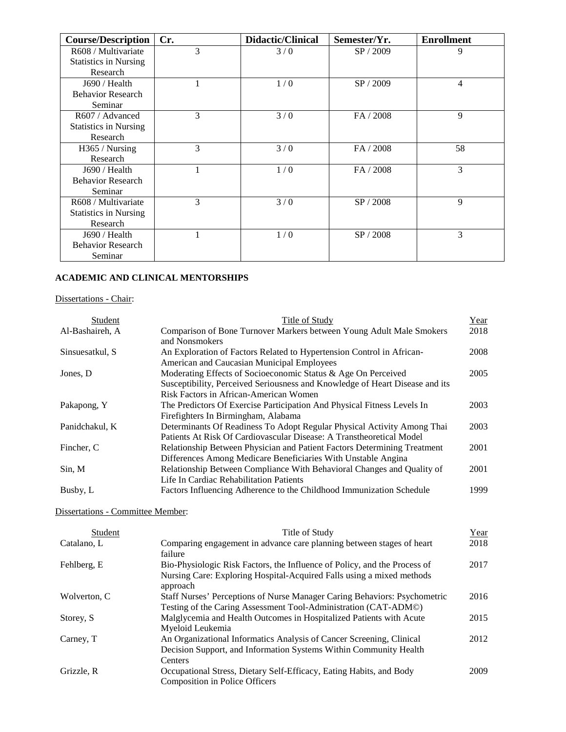| Course/Description | Cr. | Didactic/Clinical | Semester/Yr. | Enrollment |
|---|---|---|---|---|
| R608 / Multivariate Statistics in Nursing Research | 3 | 3 / 0 | SP / 2009 | 9 |
| J690 / Health Behavior Research Seminar | 1 | 1 / 0 | SP / 2009 | 4 |
| R607 / Advanced Statistics in Nursing Research | 3 | 3 / 0 | FA / 2008 | 9 |
| H365 / Nursing Research | 3 | 3 / 0 | FA / 2008 | 58 |
| J690 / Health Behavior Research Seminar | 1 | 1 / 0 | FA / 2008 | 3 |
| R608 / Multivariate Statistics in Nursing Research | 3 | 3 / 0 | SP / 2008 | 9 |
| J690 / Health Behavior Research Seminar | 1 | 1 / 0 | SP / 2008 | 3 |

**ACADEMIC AND CLINICAL MENTORSHIPS**

Dissertations - Chair:

| Student | Title of Study | Year |
|---|---|---|
| Al-Bashaireh, A | Comparison of Bone Turnover Markers between Young Adult Male Smokers and Nonsmokers | 2018 |
| Sinsuesatkul, S | An Exploration of Factors Related to Hypertension Control in African-American and Caucasian Municipal Employees | 2008 |
| Jones, D | Moderating Effects of Socioeconomic Status & Age On Perceived Susceptibility, Perceived Seriousness and Knowledge of Heart Disease and its Risk Factors in African-American Women | 2005 |
| Pakapong, Y | The Predictors Of Exercise Participation And Physical Fitness Levels In Firefighters In Birmingham, Alabama | 2003 |
| Panidchakul, K | Determinants Of Readiness To Adopt Regular Physical Activity Among Thai Patients At Risk Of Cardiovascular Disease: A Transtheoretical Model | 2003 |
| Fincher, C | Relationship Between Physician and Patient Factors Determining Treatment Differences Among Medicare Beneficiaries With Unstable Angina | 2001 |
| Sin, M | Relationship Between Compliance With Behavioral Changes and Quality of Life In Cardiac Rehabilitation Patients | 2001 |
| Busby, L | Factors Influencing Adherence to the Childhood Immunization Schedule | 1999 |

Dissertations - Committee Member:

| Student | Title of Study | Year |
|---|---|---|
| Catalano, L | Comparing engagement in advance care planning between stages of heart failure | 2018 |
| Fehlberg, E | Bio-Physiologic Risk Factors, the Influence of Policy, and the Process of Nursing Care: Exploring Hospital-Acquired Falls using a mixed methods approach | 2017 |
| Wolverton, C | Staff Nurses' Perceptions of Nurse Manager Caring Behaviors: Psychometric Testing of the Caring Assessment Tool-Administration (CAT-ADM©) | 2016 |
| Storey, S | Malglycemia and Health Outcomes in Hospitalized Patients with Acute Myeloid Leukemia | 2015 |
| Carney, T | An Organizational Informatics Analysis of Cancer Screening, Clinical Decision Support, and Information Systems Within Community Health Centers | 2012 |
| Grizzle, R | Occupational Stress, Dietary Self-Efficacy, Eating Habits, and Body Composition in Police Officers | 2009 |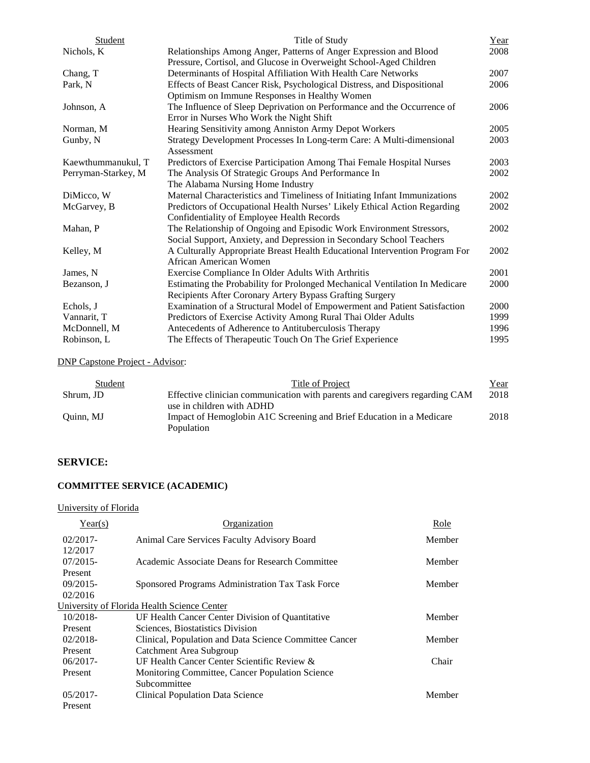| Student | Title of Study | Year |
|---|---|---|
| Nichols, K | Relationships Among Anger, Patterns of Anger Expression and Blood Pressure, Cortisol, and Glucose in Overweight School-Aged Children | 2008 |
| Chang, T | Determinants of Hospital Affiliation With Health Care Networks | 2007 |
| Park, N | Effects of Beast Cancer Risk, Psychological Distress, and Dispositional Optimism on Immune Responses in Healthy Women | 2006 |
| Johnson, A | The Influence of Sleep Deprivation on Performance and the Occurrence of Error in Nurses Who Work the Night Shift | 2006 |
| Norman, M | Hearing Sensitivity among Anniston Army Depot Workers | 2005 |
| Gunby, N | Strategy Development Processes In Long-term Care: A Multi-dimensional Assessment | 2003 |
| Kaewthummanukul, T | Predictors of Exercise Participation Among Thai Female Hospital Nurses | 2003 |
| Perryman-Starkey, M | The Analysis Of Strategic Groups And Performance In The Alabama Nursing Home Industry | 2002 |
| DiMicco, W | Maternal Characteristics and Timeliness of Initiating Infant Immunizations | 2002 |
| McGarvey, B | Predictors of Occupational Health Nurses' Likely Ethical Action Regarding Confidentiality of Employee Health Records | 2002 |
| Mahan, P | The Relationship of Ongoing and Episodic Work Environment Stressors, Social Support, Anxiety, and Depression in Secondary School Teachers | 2002 |
| Kelley, M | A Culturally Appropriate Breast Health Educational Intervention Program For African American Women | 2002 |
| James, N | Exercise Compliance In Older Adults With Arthritis | 2001 |
| Bezanson, J | Estimating the Probability for Prolonged Mechanical Ventilation In Medicare Recipients After Coronary Artery Bypass Grafting Surgery | 2000 |
| Echols, J | Examination of a Structural Model of Empowerment and Patient Satisfaction | 2000 |
| Vannarit, T | Predictors of Exercise Activity Among Rural Thai Older Adults | 1999 |
| McDonnell, M | Antecedents of Adherence to Antituberculosis Therapy | 1996 |
| Robinson, L | The Effects of Therapeutic Touch On The Grief Experience | 1995 |

DNP Capstone Project - Advisor:

| Student | Title of Project | Year |
|---|---|---|
| Shrum, JD | Effective clinician communication with parents and caregivers regarding CAM use in children with ADHD | 2018 |
| Quinn, MJ | Impact of Hemoglobin A1C Screening and Brief Education in a Medicare Population | 2018 |

## SERVICE:

### COMMITTEE SERVICE (ACADEMIC)

University of Florida

| Year(s) | Organization | Role |
|---|---|---|
| 02/2017-12/2017 | Animal Care Services Faculty Advisory Board | Member |
| 07/2015-Present | Academic Associate Deans for Research Committee | Member |
| 09/2015-02/2016 | Sponsored Programs Administration Tax Task Force | Member |

University of Florida Health Science Center

| Year(s) | Organization | Role |
|---|---|---|
| 10/2018-Present | UF Health Cancer Center Division of Quantitative Sciences, Biostatistics Division | Member |
| 02/2018-Present | Clinical, Population and Data Science Committee Cancer Catchment Area Subgroup | Member |
| 06/2017-Present | UF Health Cancer Center Scientific Review & Monitoring Committee, Cancer Population Science Subcommittee | Chair |
| 05/2017-Present | Clinical Population Data Science | Member |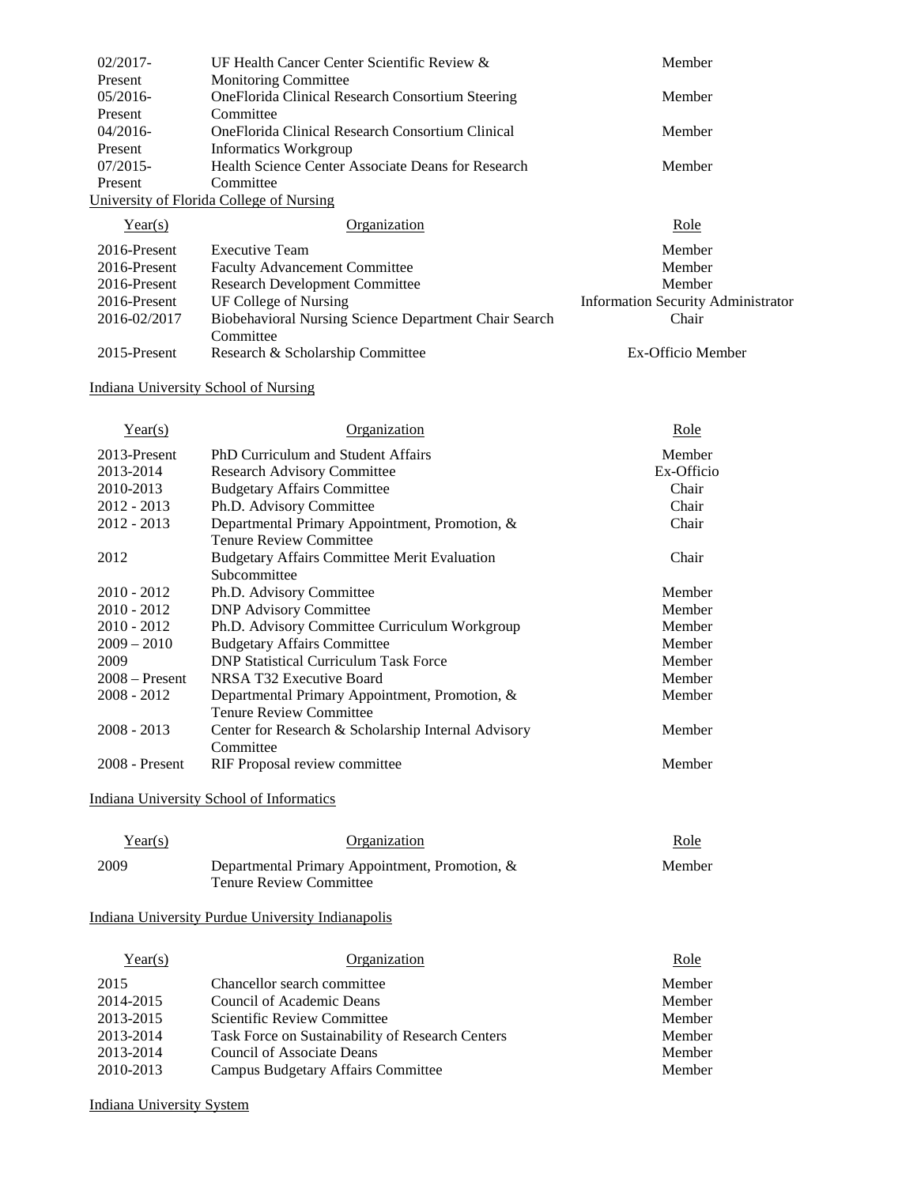| | | |
|---|---|---|
| 02/2017-Present | UF Health Cancer Center Scientific Review & Monitoring Committee | Member |
| 05/2016-Present | OneFlorida Clinical Research Consortium Steering Committee | Member |
| 04/2016-Present | OneFlorida Clinical Research Consortium Clinical Informatics Workgroup | Member |
| 07/2015-Present | Health Science Center Associate Deans for Research Committee | Member |

University of Florida College of Nursing

| Year(s) | Organization | Role |
|---|---|---|
| 2016-Present | Executive Team | Member |
| 2016-Present | Faculty Advancement Committee | Member |
| 2016-Present | Research Development Committee | Member |
| 2016-Present | UF College of Nursing | Information Security Administrator |
| 2016-02/2017 | Biobehavioral Nursing Science Department Chair Search Committee | Chair |
| 2015-Present | Research & Scholarship Committee | Ex-Officio Member |

Indiana University School of Nursing

| Year(s) | Organization | Role |
|---|---|---|
| 2013-Present | PhD Curriculum and Student Affairs | Member |
| 2013-2014 | Research Advisory Committee | Ex-Officio |
| 2010-2013 | Budgetary Affairs Committee | Chair |
| 2012 - 2013 | Ph.D. Advisory Committee | Chair |
| 2012 - 2013 | Departmental Primary Appointment, Promotion, & Tenure Review Committee | Chair |
| 2012 | Budgetary Affairs Committee Merit Evaluation Subcommittee | Chair |
| 2010 - 2012 | Ph.D. Advisory Committee | Member |
| 2010 - 2012 | DNP Advisory Committee | Member |
| 2010 - 2012 | Ph.D. Advisory Committee Curriculum Workgroup | Member |
| 2009 – 2010 | Budgetary Affairs Committee | Member |
| 2009 | DNP Statistical Curriculum Task Force | Member |
| 2008 – Present | NRSA T32 Executive Board | Member |
| 2008 - 2012 | Departmental Primary Appointment, Promotion, & Tenure Review Committee | Member |
| 2008 - 2013 | Center for Research & Scholarship Internal Advisory Committee | Member |
| 2008 - Present | RIF Proposal review committee | Member |

Indiana University School of Informatics

| Year(s) | Organization | Role |
|---|---|---|
| 2009 | Departmental Primary Appointment, Promotion, & Tenure Review Committee | Member |

Indiana University Purdue University Indianapolis

| Year(s) | Organization | Role |
|---|---|---|
| 2015 | Chancellor search committee | Member |
| 2014-2015 | Council of Academic Deans | Member |
| 2013-2015 | Scientific Review Committee | Member |
| 2013-2014 | Task Force on Sustainability of Research Centers | Member |
| 2013-2014 | Council of Associate Deans | Member |
| 2010-2013 | Campus Budgetary Affairs Committee | Member |

Indiana University System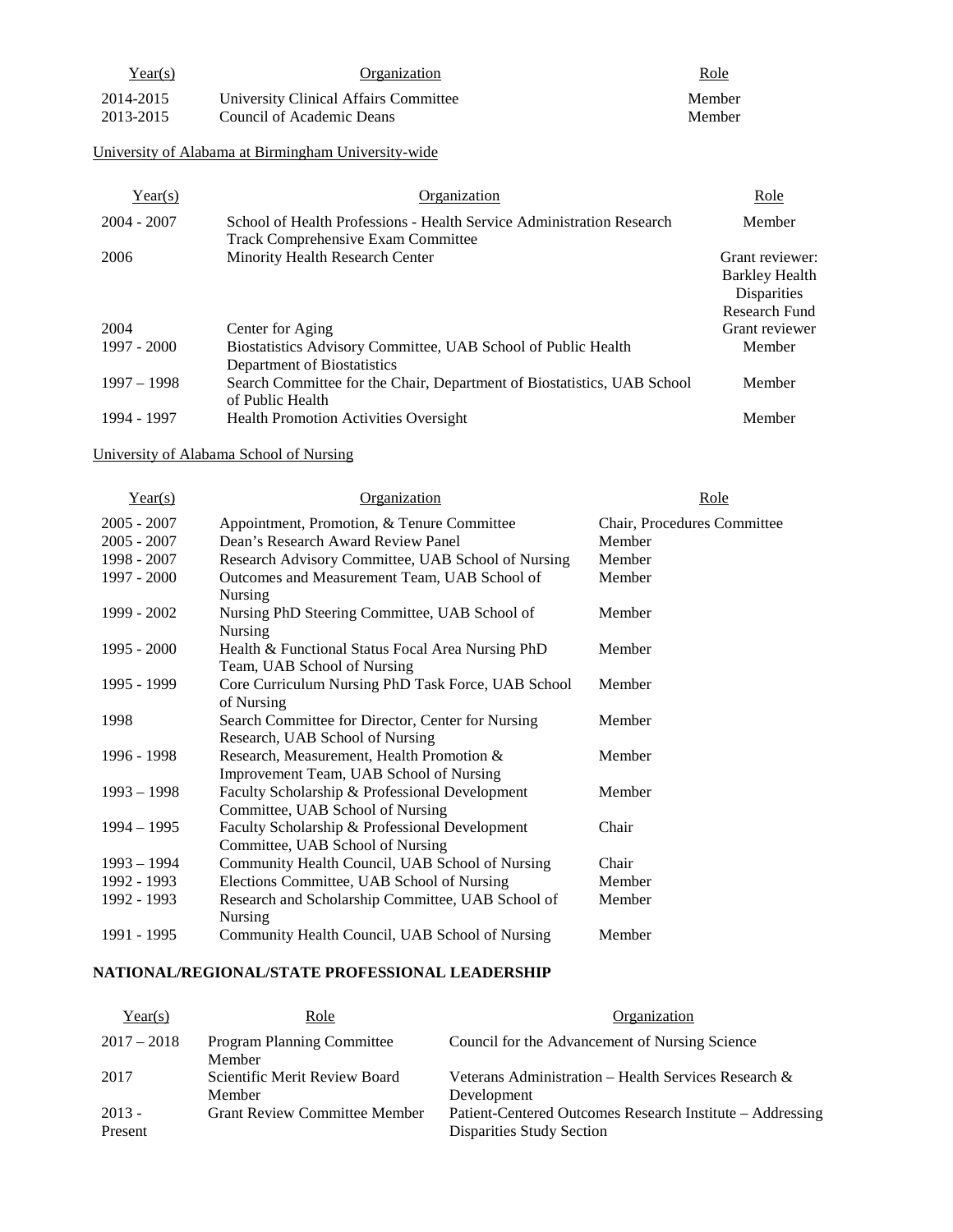| Year(s) | Organization | Role |
|---|---|---|
| 2014-2015 | University Clinical Affairs Committee | Member |
| 2013-2015 | Council of Academic Deans | Member |

University of Alabama at Birmingham University-wide

| Year(s) | Organization | Role |
|---|---|---|
| 2004 - 2007 | School of Health Professions - Health Service Administration Research Track Comprehensive Exam Committee | Member |
| 2006 | Minority Health Research Center | Grant reviewer: Barkley Health Disparities Research Fund |
| 2004 | Center for Aging | Grant reviewer |
| 1997 - 2000 | Biostatistics Advisory Committee, UAB School of Public Health Department of Biostatistics | Member |
| 1997 – 1998 | Search Committee for the Chair, Department of Biostatistics, UAB School of Public Health | Member |
| 1994 - 1997 | Health Promotion Activities Oversight | Member |

University of Alabama School of Nursing

| Year(s) | Organization | Role |
|---|---|---|
| 2005 - 2007 | Appointment, Promotion, & Tenure Committee | Chair, Procedures Committee |
| 2005 - 2007 | Dean's Research Award Review Panel | Member |
| 1998 - 2007 | Research Advisory Committee, UAB School of Nursing | Member |
| 1997 - 2000 | Outcomes and Measurement Team, UAB School of Nursing | Member |
| 1999 - 2002 | Nursing PhD Steering Committee, UAB School of Nursing | Member |
| 1995 - 2000 | Health & Functional Status Focal Area Nursing PhD Team, UAB School of Nursing | Member |
| 1995 - 1999 | Core Curriculum Nursing PhD Task Force, UAB School of Nursing | Member |
| 1998 | Search Committee for Director, Center for Nursing Research, UAB School of Nursing | Member |
| 1996 - 1998 | Research, Measurement, Health Promotion & Improvement Team, UAB School of Nursing | Member |
| 1993 – 1998 | Faculty Scholarship & Professional Development Committee, UAB School of Nursing | Member |
| 1994 – 1995 | Faculty Scholarship & Professional Development Committee, UAB School of Nursing | Chair |
| 1993 – 1994 | Community Health Council, UAB School of Nursing | Chair |
| 1992 - 1993 | Elections Committee, UAB School of Nursing | Member |
| 1992 - 1993 | Research and Scholarship Committee, UAB School of Nursing | Member |
| 1991 - 1995 | Community Health Council, UAB School of Nursing | Member |

**NATIONAL/REGIONAL/STATE PROFESSIONAL LEADERSHIP**

| Year(s) | Role | Organization |
|---|---|---|
| 2017 – 2018 | Program Planning Committee Member | Council for the Advancement of Nursing Science |
| 2017 | Scientific Merit Review Board Member | Veterans Administration – Health Services Research & Development |
| 2013 - Present | Grant Review Committee Member | Patient-Centered Outcomes Research Institute – Addressing Disparities Study Section |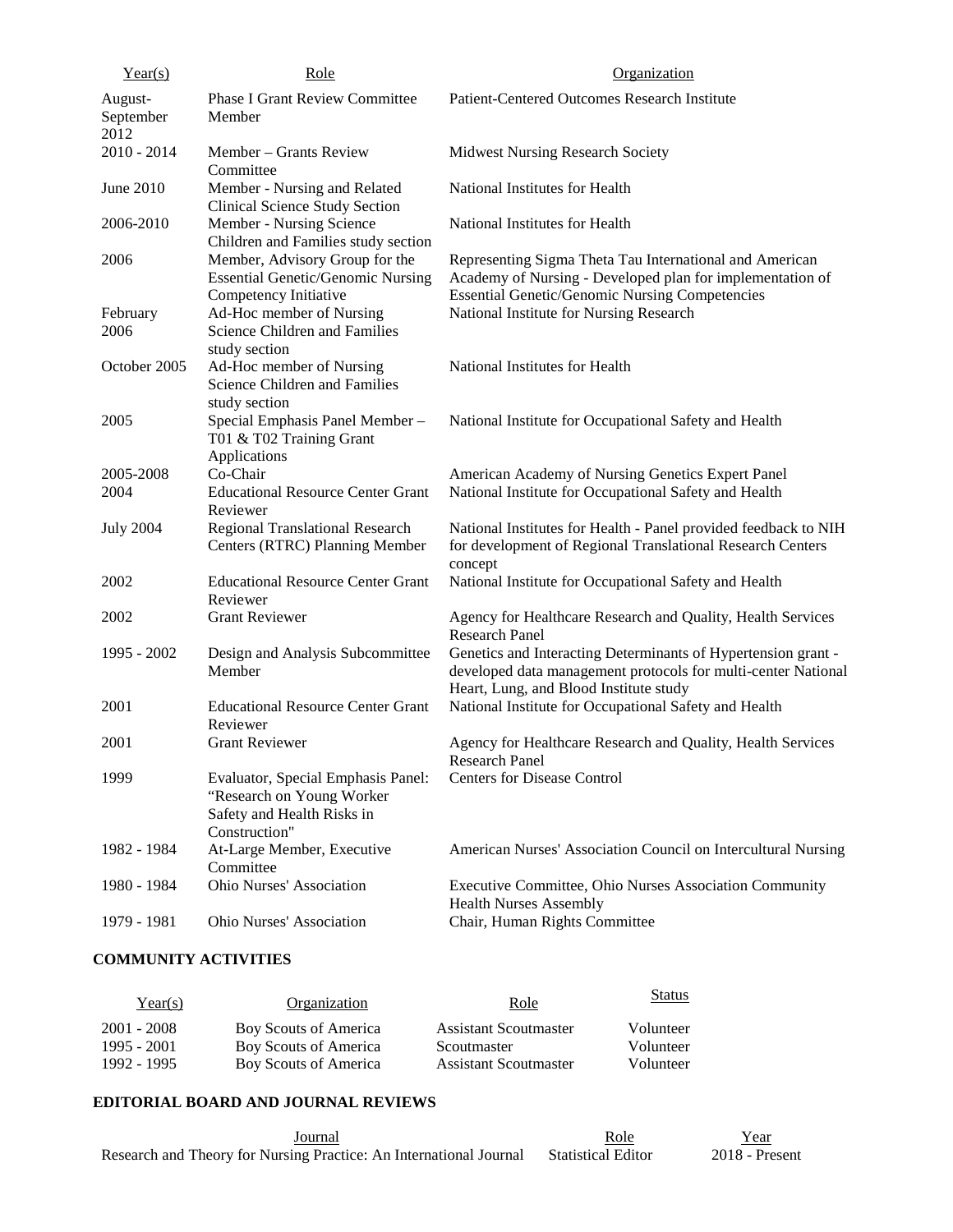| Year(s) | Role | Organization |
|---|---|---|
| August-September 2012 | Phase I Grant Review Committee Member | Patient-Centered Outcomes Research Institute |
| 2010 - 2014 | Member – Grants Review Committee | Midwest Nursing Research Society |
| June 2010 | Member - Nursing and Related Clinical Science Study Section | National Institutes for Health |
| 2006-2010 | Member - Nursing Science Children and Families study section | National Institutes for Health |
| 2006 | Member, Advisory Group for the Essential Genetic/Genomic Nursing Competency Initiative | Representing Sigma Theta Tau International and American Academy of Nursing - Developed plan for implementation of Essential Genetic/Genomic Nursing Competencies |
| February 2006 | Ad-Hoc member of Nursing Science Children and Families study section | National Institute for Nursing Research |
| October 2005 | Ad-Hoc member of Nursing Science Children and Families study section | National Institutes for Health |
| 2005 | Special Emphasis Panel Member – T01 & T02 Training Grant Applications | National Institute for Occupational Safety and Health |
| 2005-2008 | Co-Chair | American Academy of Nursing Genetics Expert Panel |
| 2004 | Educational Resource Center Grant Reviewer | National Institute for Occupational Safety and Health |
| July 2004 | Regional Translational Research Centers (RTRC) Planning Member | National Institutes for Health - Panel provided feedback to NIH for development of Regional Translational Research Centers concept |
| 2002 | Educational Resource Center Grant Reviewer | National Institute for Occupational Safety and Health |
| 2002 | Grant Reviewer | Agency for Healthcare Research and Quality, Health Services Research Panel |
| 1995 - 2002 | Design and Analysis Subcommittee Member | Genetics and Interacting Determinants of Hypertension grant - developed data management protocols for multi-center National Heart, Lung, and Blood Institute study |
| 2001 | Educational Resource Center Grant Reviewer | National Institute for Occupational Safety and Health |
| 2001 | Grant Reviewer | Agency for Healthcare Research and Quality, Health Services Research Panel |
| 1999 | Evaluator, Special Emphasis Panel: "Research on Young Worker Safety and Health Risks in Construction" | Centers for Disease Control |
| 1982 - 1984 | At-Large Member, Executive Committee | American Nurses' Association Council on Intercultural Nursing |
| 1980 - 1984 | Ohio Nurses' Association | Executive Committee, Ohio Nurses Association Community Health Nurses Assembly |
| 1979 - 1981 | Ohio Nurses' Association | Chair, Human Rights Committee |

**COMMUNITY ACTIVITIES**

| Year(s) | Organization | Role | Status |
|---|---|---|---|
| 2001 - 2008 | Boy Scouts of America | Assistant Scoutmaster | Volunteer |
| 1995 - 2001 | Boy Scouts of America | Scoutmaster | Volunteer |
| 1992 - 1995 | Boy Scouts of America | Assistant Scoutmaster | Volunteer |

**EDITORIAL BOARD AND JOURNAL REVIEWS**

| Journal | Role | Year |
|---|---|---|
| Research and Theory for Nursing Practice: An International Journal | Statistical Editor | 2018 - Present |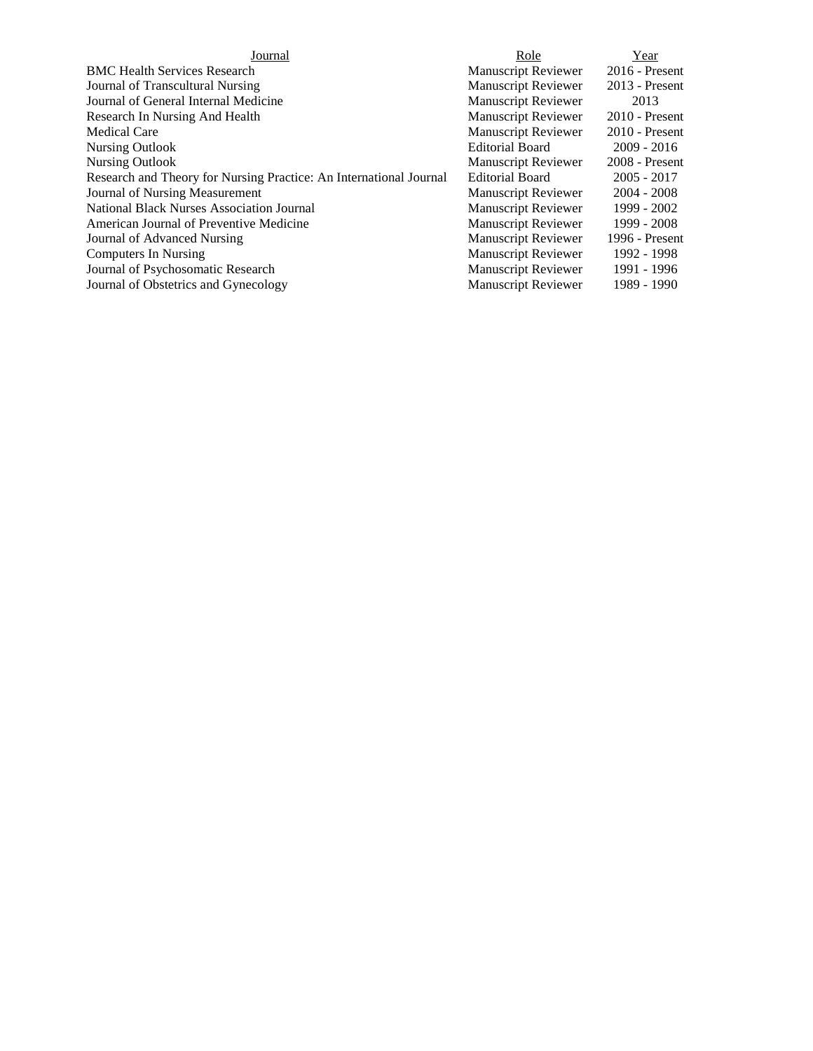| Journal | Role | Year |
| --- | --- | --- |
| BMC Health Services Research | Manuscript Reviewer | 2016 - Present |
| Journal of Transcultural Nursing | Manuscript Reviewer | 2013 - Present |
| Journal of General Internal Medicine | Manuscript Reviewer | 2013 |
| Research In Nursing And Health | Manuscript Reviewer | 2010 - Present |
| Medical Care | Manuscript Reviewer | 2010 - Present |
| Nursing Outlook | Editorial Board | 2009 - 2016 |
| Nursing Outlook | Manuscript Reviewer | 2008 - Present |
| Research and Theory for Nursing Practice: An International Journal | Editorial Board | 2005 - 2017 |
| Journal of Nursing Measurement | Manuscript Reviewer | 2004 - 2008 |
| National Black Nurses Association Journal | Manuscript Reviewer | 1999 - 2002 |
| American Journal of Preventive Medicine | Manuscript Reviewer | 1999 - 2008 |
| Journal of Advanced Nursing | Manuscript Reviewer | 1996 - Present |
| Computers In Nursing | Manuscript Reviewer | 1992 - 1998 |
| Journal of Psychosomatic Research | Manuscript Reviewer | 1991 - 1996 |
| Journal of Obstetrics and Gynecology | Manuscript Reviewer | 1989 - 1990 |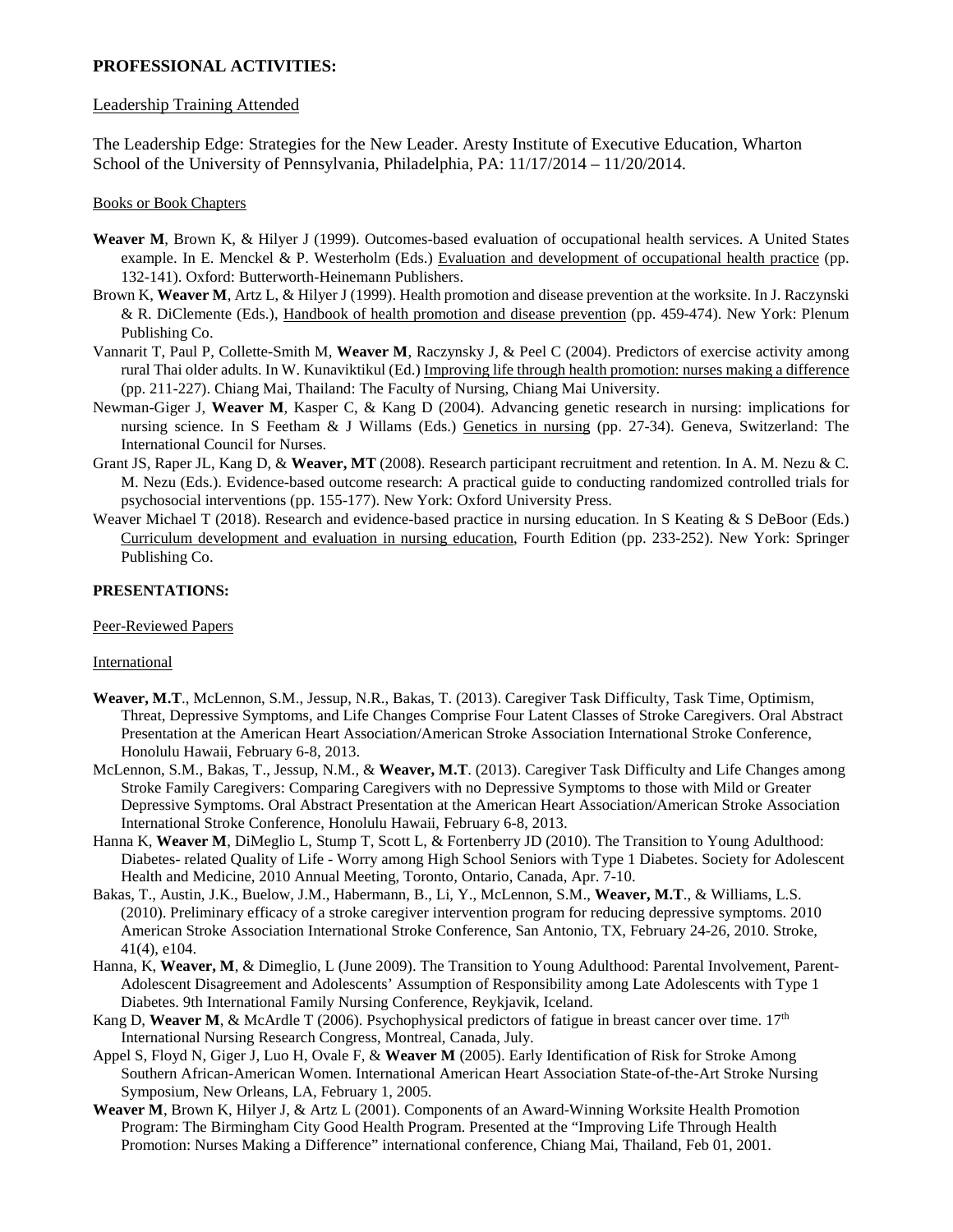**PROFESSIONAL ACTIVITIES:**

Leadership Training Attended

The Leadership Edge: Strategies for the New Leader. Aresty Institute of Executive Education, Wharton School of the University of Pennsylvania, Philadelphia, PA: 11/17/2014 – 11/20/2014.

Books or Book Chapters

**Weaver M**, Brown K, & Hilyer J (1999). Outcomes-based evaluation of occupational health services. A United States example. In E. Menckel & P. Westerholm (Eds.) Evaluation and development of occupational health practice (pp. 132-141). Oxford: Butterworth-Heinemann Publishers.

Brown K, **Weaver M**, Artz L, & Hilyer J (1999). Health promotion and disease prevention at the worksite. In J. Raczynski & R. DiClemente (Eds.), Handbook of health promotion and disease prevention (pp. 459-474). New York: Plenum Publishing Co.

Vannarit T, Paul P, Collette-Smith M, **Weaver M**, Raczynsky J, & Peel C (2004). Predictors of exercise activity among rural Thai older adults. In W. Kunaviktikul (Ed.) Improving life through health promotion: nurses making a difference (pp. 211-227). Chiang Mai, Thailand: The Faculty of Nursing, Chiang Mai University.

Newman-Giger J, **Weaver M**, Kasper C, & Kang D (2004). Advancing genetic research in nursing: implications for nursing science. In S Feetham & J Willams (Eds.) Genetics in nursing (pp. 27-34). Geneva, Switzerland: The International Council for Nurses.

Grant JS, Raper JL, Kang D, & **Weaver, MT** (2008). Research participant recruitment and retention. In A. M. Nezu & C. M. Nezu (Eds.). Evidence-based outcome research: A practical guide to conducting randomized controlled trials for psychosocial interventions (pp. 155-177). New York: Oxford University Press.

Weaver Michael T (2018). Research and evidence-based practice in nursing education. In S Keating & S DeBoor (Eds.) Curriculum development and evaluation in nursing education, Fourth Edition (pp. 233-252). New York: Springer Publishing Co.

**PRESENTATIONS:**

Peer-Reviewed Papers

International

**Weaver, M.T**., McLennon, S.M., Jessup, N.R., Bakas, T. (2013). Caregiver Task Difficulty, Task Time, Optimism, Threat, Depressive Symptoms, and Life Changes Comprise Four Latent Classes of Stroke Caregivers. Oral Abstract Presentation at the American Heart Association/American Stroke Association International Stroke Conference, Honolulu Hawaii, February 6-8, 2013.

McLennon, S.M., Bakas, T., Jessup, N.M., & **Weaver, M.T**. (2013). Caregiver Task Difficulty and Life Changes among Stroke Family Caregivers: Comparing Caregivers with no Depressive Symptoms to those with Mild or Greater Depressive Symptoms. Oral Abstract Presentation at the American Heart Association/American Stroke Association International Stroke Conference, Honolulu Hawaii, February 6-8, 2013.

Hanna K, **Weaver M**, DiMeglio L, Stump T, Scott L, & Fortenberry JD (2010). The Transition to Young Adulthood: Diabetes- related Quality of Life - Worry among High School Seniors with Type 1 Diabetes. Society for Adolescent Health and Medicine, 2010 Annual Meeting, Toronto, Ontario, Canada, Apr. 7-10.

Bakas, T., Austin, J.K., Buelow, J.M., Habermann, B., Li, Y., McLennon, S.M., **Weaver, M.T**., & Williams, L.S. (2010). Preliminary efficacy of a stroke caregiver intervention program for reducing depressive symptoms. 2010 American Stroke Association International Stroke Conference, San Antonio, TX, February 24-26, 2010. Stroke, 41(4), e104.

Hanna, K, **Weaver, M**, & Dimeglio, L (June 2009). The Transition to Young Adulthood: Parental Involvement, Parent-Adolescent Disagreement and Adolescents' Assumption of Responsibility among Late Adolescents with Type 1 Diabetes. 9th International Family Nursing Conference, Reykjavik, Iceland.

Kang D, **Weaver M**, & McArdle T (2006). Psychophysical predictors of fatigue in breast cancer over time. 17th International Nursing Research Congress, Montreal, Canada, July.

Appel S, Floyd N, Giger J, Luo H, Ovale F, & **Weaver M** (2005). Early Identification of Risk for Stroke Among Southern African-American Women. International American Heart Association State-of-the-Art Stroke Nursing Symposium, New Orleans, LA, February 1, 2005.

**Weaver M**, Brown K, Hilyer J, & Artz L (2001). Components of an Award-Winning Worksite Health Promotion Program: The Birmingham City Good Health Program. Presented at the "Improving Life Through Health Promotion: Nurses Making a Difference" international conference, Chiang Mai, Thailand, Feb 01, 2001.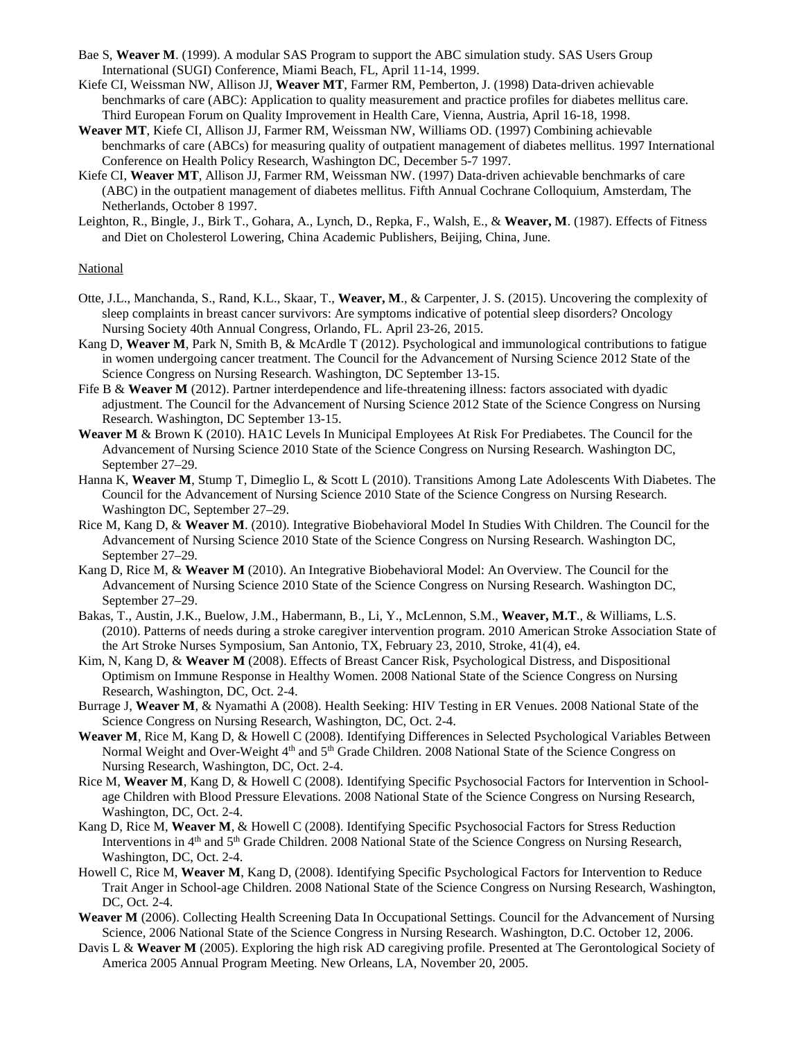Bae S, **Weaver M**. (1999). A modular SAS Program to support the ABC simulation study. SAS Users Group International (SUGI) Conference, Miami Beach, FL, April 11-14, 1999.

Kiefe CI, Weissman NW, Allison JJ, **Weaver MT**, Farmer RM, Pemberton, J. (1998) Data-driven achievable benchmarks of care (ABC): Application to quality measurement and practice profiles for diabetes mellitus care. Third European Forum on Quality Improvement in Health Care, Vienna, Austria, April 16-18, 1998.

**Weaver MT**, Kiefe CI, Allison JJ, Farmer RM, Weissman NW, Williams OD. (1997) Combining achievable benchmarks of care (ABCs) for measuring quality of outpatient management of diabetes mellitus. 1997 International Conference on Health Policy Research, Washington DC, December 5-7 1997.

Kiefe CI, **Weaver MT**, Allison JJ, Farmer RM, Weissman NW. (1997) Data-driven achievable benchmarks of care (ABC) in the outpatient management of diabetes mellitus. Fifth Annual Cochrane Colloquium, Amsterdam, The Netherlands, October 8 1997.

Leighton, R., Bingle, J., Birk T., Gohara, A., Lynch, D., Repka, F., Walsh, E., & **Weaver, M**. (1987). Effects of Fitness and Diet on Cholesterol Lowering, China Academic Publishers, Beijing, China, June.

National

Otte, J.L., Manchanda, S., Rand, K.L., Skaar, T., **Weaver, M**., & Carpenter, J. S. (2015). Uncovering the complexity of sleep complaints in breast cancer survivors: Are symptoms indicative of potential sleep disorders? Oncology Nursing Society 40th Annual Congress, Orlando, FL. April 23-26, 2015.

Kang D, **Weaver M**, Park N, Smith B, & McArdle T (2012). Psychological and immunological contributions to fatigue in women undergoing cancer treatment. The Council for the Advancement of Nursing Science 2012 State of the Science Congress on Nursing Research. Washington, DC September 13-15.

Fife B & **Weaver M** (2012). Partner interdependence and life-threatening illness: factors associated with dyadic adjustment. The Council for the Advancement of Nursing Science 2012 State of the Science Congress on Nursing Research. Washington, DC September 13-15.

**Weaver M** & Brown K (2010). HA1C Levels In Municipal Employees At Risk For Prediabetes. The Council for the Advancement of Nursing Science 2010 State of the Science Congress on Nursing Research. Washington DC, September 27–29.

Hanna K, **Weaver M**, Stump T, Dimeglio L, & Scott L (2010). Transitions Among Late Adolescents With Diabetes. The Council for the Advancement of Nursing Science 2010 State of the Science Congress on Nursing Research. Washington DC, September 27–29.

Rice M, Kang D, & **Weaver M**. (2010). Integrative Biobehavioral Model In Studies With Children. The Council for the Advancement of Nursing Science 2010 State of the Science Congress on Nursing Research. Washington DC, September 27–29.

Kang D, Rice M, & **Weaver M** (2010). An Integrative Biobehavioral Model: An Overview. The Council for the Advancement of Nursing Science 2010 State of the Science Congress on Nursing Research. Washington DC, September 27–29.

Bakas, T., Austin, J.K., Buelow, J.M., Habermann, B., Li, Y., McLennon, S.M., **Weaver, M.T**., & Williams, L.S. (2010). Patterns of needs during a stroke caregiver intervention program. 2010 American Stroke Association State of the Art Stroke Nurses Symposium, San Antonio, TX, February 23, 2010, Stroke, 41(4), e4.

Kim, N, Kang D, & **Weaver M** (2008). Effects of Breast Cancer Risk, Psychological Distress, and Dispositional Optimism on Immune Response in Healthy Women. 2008 National State of the Science Congress on Nursing Research, Washington, DC, Oct. 2-4.

Burrage J, **Weaver M**, & Nyamathi A (2008). Health Seeking: HIV Testing in ER Venues. 2008 National State of the Science Congress on Nursing Research, Washington, DC, Oct. 2-4.

**Weaver M**, Rice M, Kang D, & Howell C (2008). Identifying Differences in Selected Psychological Variables Between Normal Weight and Over-Weight 4th and 5th Grade Children. 2008 National State of the Science Congress on Nursing Research, Washington, DC, Oct. 2-4.

Rice M, **Weaver M**, Kang D, & Howell C (2008). Identifying Specific Psychosocial Factors for Intervention in School-age Children with Blood Pressure Elevations. 2008 National State of the Science Congress on Nursing Research, Washington, DC, Oct. 2-4.

Kang D, Rice M, **Weaver M**, & Howell C (2008). Identifying Specific Psychosocial Factors for Stress Reduction Interventions in 4th and 5th Grade Children. 2008 National State of the Science Congress on Nursing Research, Washington, DC, Oct. 2-4.

Howell C, Rice M, **Weaver M**, Kang D, (2008). Identifying Specific Psychological Factors for Intervention to Reduce Trait Anger in School-age Children. 2008 National State of the Science Congress on Nursing Research, Washington, DC, Oct. 2-4.

**Weaver M** (2006). Collecting Health Screening Data In Occupational Settings. Council for the Advancement of Nursing Science, 2006 National State of the Science Congress in Nursing Research. Washington, D.C. October 12, 2006.

Davis L & **Weaver M** (2005). Exploring the high risk AD caregiving profile. Presented at The Gerontological Society of America 2005 Annual Program Meeting. New Orleans, LA, November 20, 2005.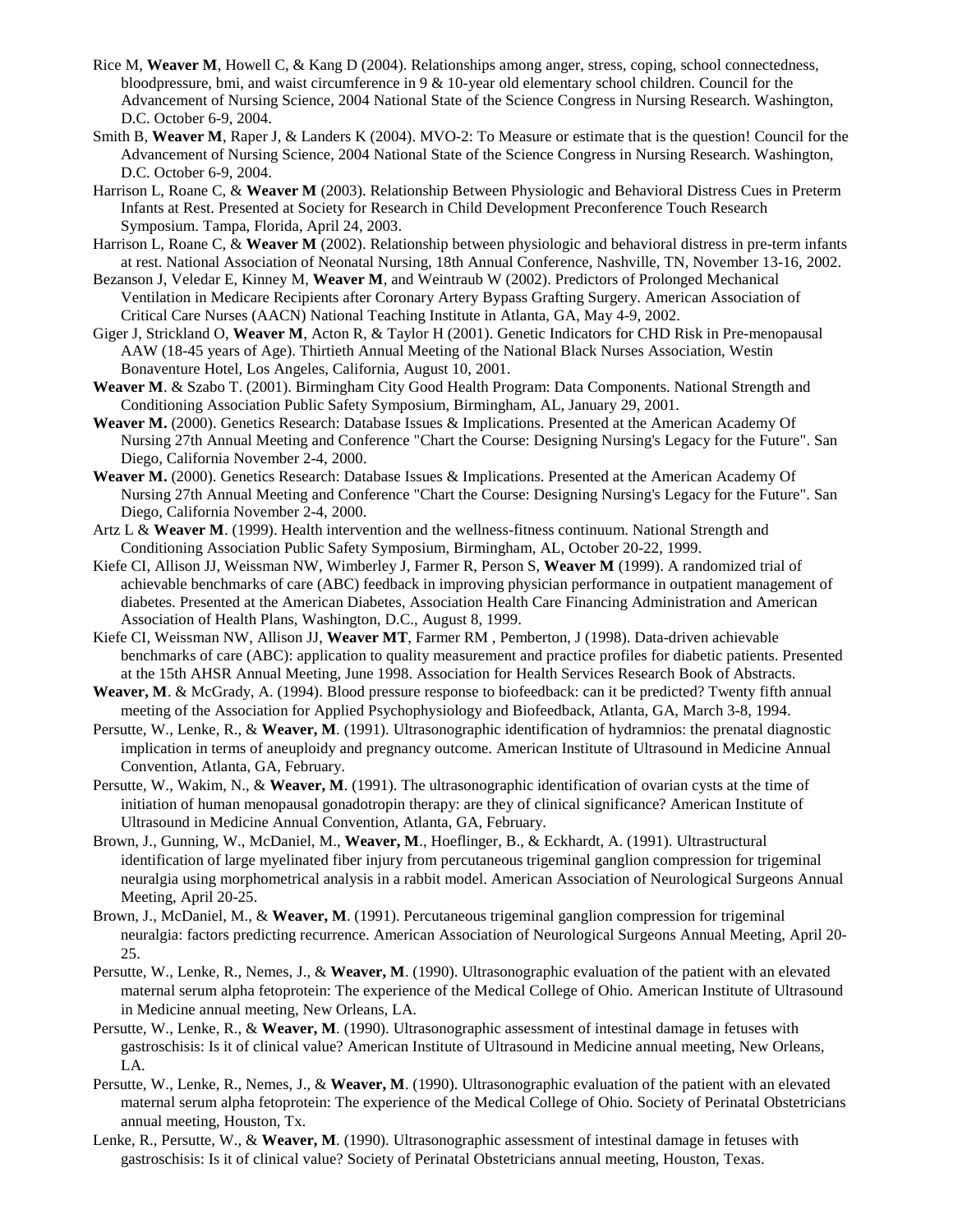Rice M, **Weaver M**, Howell C, & Kang D (2004). Relationships among anger, stress, coping, school connectedness, bloodpressure, bmi, and waist circumference in 9 & 10-year old elementary school children. Council for the Advancement of Nursing Science, 2004 National State of the Science Congress in Nursing Research. Washington, D.C. October 6-9, 2004.

Smith B, **Weaver M**, Raper J, & Landers K (2004). MVO-2: To Measure or estimate that is the question! Council for the Advancement of Nursing Science, 2004 National State of the Science Congress in Nursing Research. Washington, D.C. October 6-9, 2004.

Harrison L, Roane C, & **Weaver M** (2003). Relationship Between Physiologic and Behavioral Distress Cues in Preterm Infants at Rest. Presented at Society for Research in Child Development Preconference Touch Research Symposium. Tampa, Florida, April 24, 2003.

Harrison L, Roane C, & **Weaver M** (2002). Relationship between physiologic and behavioral distress in pre-term infants at rest. National Association of Neonatal Nursing, 18th Annual Conference, Nashville, TN, November 13-16, 2002.

Bezanson J, Veledar E, Kinney M, **Weaver M**, and Weintraub W (2002). Predictors of Prolonged Mechanical Ventilation in Medicare Recipients after Coronary Artery Bypass Grafting Surgery. American Association of Critical Care Nurses (AACN) National Teaching Institute in Atlanta, GA, May 4-9, 2002.

Giger J, Strickland O, **Weaver M**, Acton R, & Taylor H (2001). Genetic Indicators for CHD Risk in Pre-menopausal AAW (18-45 years of Age). Thirtieth Annual Meeting of the National Black Nurses Association, Westin Bonaventure Hotel, Los Angeles, California, August 10, 2001.

**Weaver M**. & Szabo T. (2001). Birmingham City Good Health Program: Data Components. National Strength and Conditioning Association Public Safety Symposium, Birmingham, AL, January 29, 2001.

**Weaver M.** (2000). Genetics Research: Database Issues & Implications. Presented at the American Academy Of Nursing 27th Annual Meeting and Conference "Chart the Course: Designing Nursing's Legacy for the Future". San Diego, California November 2-4, 2000.

**Weaver M.** (2000). Genetics Research: Database Issues & Implications. Presented at the American Academy Of Nursing 27th Annual Meeting and Conference "Chart the Course: Designing Nursing's Legacy for the Future". San Diego, California November 2-4, 2000.

Artz L & **Weaver M**. (1999). Health intervention and the wellness-fitness continuum. National Strength and Conditioning Association Public Safety Symposium, Birmingham, AL, October 20-22, 1999.

Kiefe CI, Allison JJ, Weissman NW, Wimberley J, Farmer R, Person S, **Weaver M** (1999). A randomized trial of achievable benchmarks of care (ABC) feedback in improving physician performance in outpatient management of diabetes. Presented at the American Diabetes, Association Health Care Financing Administration and American Association of Health Plans, Washington, D.C., August 8, 1999.

Kiefe CI, Weissman NW, Allison JJ, **Weaver MT**, Farmer RM , Pemberton, J (1998). Data-driven achievable benchmarks of care (ABC): application to quality measurement and practice profiles for diabetic patients. Presented at the 15th AHSR Annual Meeting, June 1998. Association for Health Services Research Book of Abstracts.

**Weaver, M**. & McGrady, A. (1994). Blood pressure response to biofeedback: can it be predicted? Twenty fifth annual meeting of the Association for Applied Psychophysiology and Biofeedback, Atlanta, GA, March 3-8, 1994.

Persutte, W., Lenke, R., & **Weaver, M**. (1991). Ultrasonographic identification of hydramnios: the prenatal diagnostic implication in terms of aneuploidy and pregnancy outcome. American Institute of Ultrasound in Medicine Annual Convention, Atlanta, GA, February.

Persutte, W., Wakim, N., & **Weaver, M**. (1991). The ultrasonographic identification of ovarian cysts at the time of initiation of human menopausal gonadotropin therapy: are they of clinical significance? American Institute of Ultrasound in Medicine Annual Convention, Atlanta, GA, February.

Brown, J., Gunning, W., McDaniel, M., **Weaver, M**., Hoeflinger, B., & Eckhardt, A. (1991). Ultrastructural identification of large myelinated fiber injury from percutaneous trigeminal ganglion compression for trigeminal neuralgia using morphometrical analysis in a rabbit model. American Association of Neurological Surgeons Annual Meeting, April 20-25.

Brown, J., McDaniel, M., & **Weaver, M**. (1991). Percutaneous trigeminal ganglion compression for trigeminal neuralgia: factors predicting recurrence. American Association of Neurological Surgeons Annual Meeting, April 20-25.

Persutte, W., Lenke, R., Nemes, J., & **Weaver, M**. (1990). Ultrasonographic evaluation of the patient with an elevated maternal serum alpha fetoprotein: The experience of the Medical College of Ohio. American Institute of Ultrasound in Medicine annual meeting, New Orleans, LA.

Persutte, W., Lenke, R., & **Weaver, M**. (1990). Ultrasonographic assessment of intestinal damage in fetuses with gastroschisis: Is it of clinical value? American Institute of Ultrasound in Medicine annual meeting, New Orleans, LA.

Persutte, W., Lenke, R., Nemes, J., & **Weaver, M**. (1990). Ultrasonographic evaluation of the patient with an elevated maternal serum alpha fetoprotein: The experience of the Medical College of Ohio. Society of Perinatal Obstetricians annual meeting, Houston, Tx.

Lenke, R., Persutte, W., & **Weaver, M**. (1990). Ultrasonographic assessment of intestinal damage in fetuses with gastroschisis: Is it of clinical value? Society of Perinatal Obstetricians annual meeting, Houston, Texas.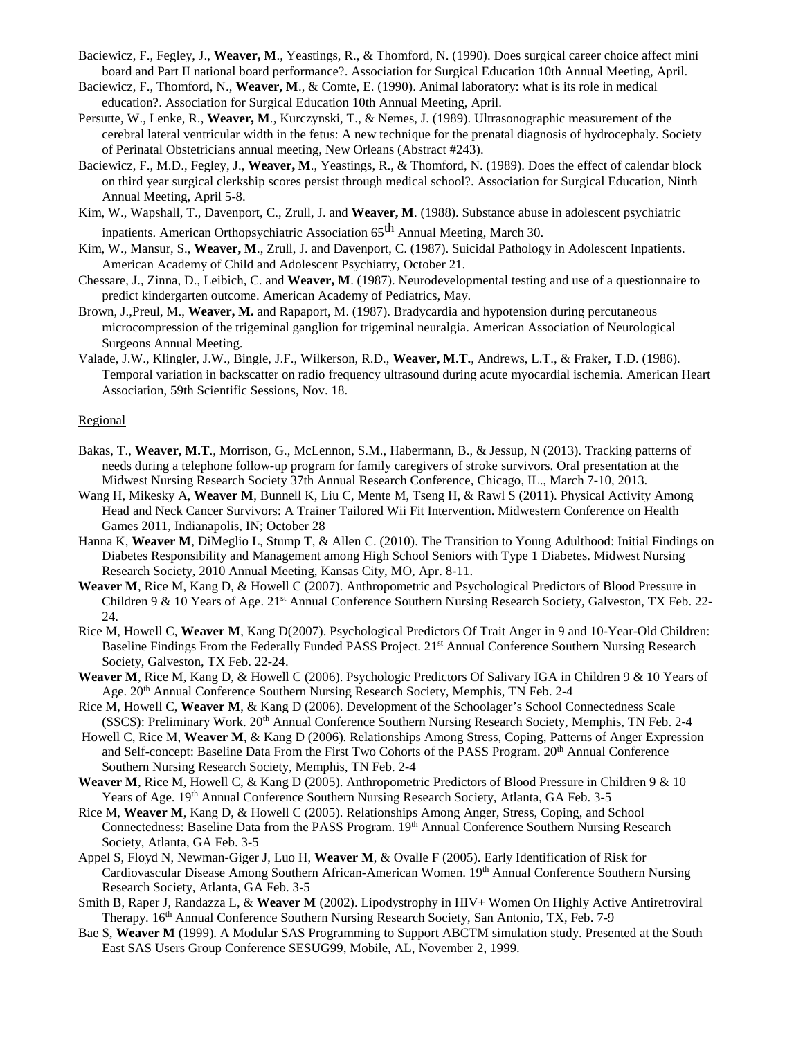Baciewicz, F., Fegley, J., **Weaver, M**., Yeastings, R., & Thomford, N. (1990). Does surgical career choice affect mini board and Part II national board performance?. Association for Surgical Education 10th Annual Meeting, April.

Baciewicz, F., Thomford, N., **Weaver, M**., & Comte, E. (1990). Animal laboratory: what is its role in medical education?. Association for Surgical Education 10th Annual Meeting, April.

Persutte, W., Lenke, R., **Weaver, M**., Kurczynski, T., & Nemes, J. (1989). Ultrasonographic measurement of the cerebral lateral ventricular width in the fetus: A new technique for the prenatal diagnosis of hydrocephaly. Society of Perinatal Obstetricians annual meeting, New Orleans (Abstract #243).

Baciewicz, F., M.D., Fegley, J., **Weaver, M**., Yeastings, R., & Thomford, N. (1989). Does the effect of calendar block on third year surgical clerkship scores persist through medical school?. Association for Surgical Education, Ninth Annual Meeting, April 5-8.

Kim, W., Wapshall, T., Davenport, C., Zrull, J. and **Weaver, M**. (1988). Substance abuse in adolescent psychiatric inpatients. American Orthopsychiatric Association 65th Annual Meeting, March 30.

Kim, W., Mansur, S., **Weaver, M**., Zrull, J. and Davenport, C. (1987). Suicidal Pathology in Adolescent Inpatients. American Academy of Child and Adolescent Psychiatry, October 21.

Chessare, J., Zinna, D., Leibich, C. and **Weaver, M**. (1987). Neurodevelopmental testing and use of a questionnaire to predict kindergarten outcome. American Academy of Pediatrics, May.

Brown, J.,Preul, M., **Weaver, M.** and Rapaport, M. (1987). Bradycardia and hypotension during percutaneous microcompression of the trigeminal ganglion for trigeminal neuralgia. American Association of Neurological Surgeons Annual Meeting.

Valade, J.W., Klingler, J.W., Bingle, J.F., Wilkerson, R.D., **Weaver, M.T.**, Andrews, L.T., & Fraker, T.D. (1986). Temporal variation in backscatter on radio frequency ultrasound during acute myocardial ischemia. American Heart Association, 59th Scientific Sessions, Nov. 18.

Regional

Bakas, T., **Weaver, M.T**., Morrison, G., McLennon, S.M., Habermann, B., & Jessup, N (2013). Tracking patterns of needs during a telephone follow-up program for family caregivers of stroke survivors. Oral presentation at the Midwest Nursing Research Society 37th Annual Research Conference, Chicago, IL., March 7-10, 2013.

Wang H, Mikesky A, **Weaver M**, Bunnell K, Liu C, Mente M, Tseng H, & Rawl S (2011). Physical Activity Among Head and Neck Cancer Survivors: A Trainer Tailored Wii Fit Intervention. Midwestern Conference on Health Games 2011, Indianapolis, IN; October 28

Hanna K, **Weaver M**, DiMeglio L, Stump T, & Allen C. (2010). The Transition to Young Adulthood: Initial Findings on Diabetes Responsibility and Management among High School Seniors with Type 1 Diabetes. Midwest Nursing Research Society, 2010 Annual Meeting, Kansas City, MO, Apr. 8-11.

**Weaver M**, Rice M, Kang D, & Howell C (2007). Anthropometric and Psychological Predictors of Blood Pressure in Children 9 & 10 Years of Age. 21st Annual Conference Southern Nursing Research Society, Galveston, TX Feb. 22-24.

Rice M, Howell C, **Weaver M**, Kang D(2007). Psychological Predictors Of Trait Anger in 9 and 10-Year-Old Children: Baseline Findings From the Federally Funded PASS Project. 21st Annual Conference Southern Nursing Research Society, Galveston, TX Feb. 22-24.

**Weaver M**, Rice M, Kang D, & Howell C (2006). Psychologic Predictors Of Salivary IGA in Children 9 & 10 Years of Age. 20th Annual Conference Southern Nursing Research Society, Memphis, TN Feb. 2-4

Rice M, Howell C, **Weaver M**, & Kang D (2006). Development of the Schoolager's School Connectedness Scale (SSCS): Preliminary Work. 20th Annual Conference Southern Nursing Research Society, Memphis, TN Feb. 2-4

Howell C, Rice M, **Weaver M**, & Kang D (2006). Relationships Among Stress, Coping, Patterns of Anger Expression and Self-concept: Baseline Data From the First Two Cohorts of the PASS Program. 20th Annual Conference Southern Nursing Research Society, Memphis, TN Feb. 2-4

**Weaver M**, Rice M, Howell C, & Kang D (2005). Anthropometric Predictors of Blood Pressure in Children 9 & 10 Years of Age. 19th Annual Conference Southern Nursing Research Society, Atlanta, GA Feb. 3-5

Rice M, **Weaver M**, Kang D, & Howell C (2005). Relationships Among Anger, Stress, Coping, and School Connectedness: Baseline Data from the PASS Program. 19th Annual Conference Southern Nursing Research Society, Atlanta, GA Feb. 3-5

Appel S, Floyd N, Newman-Giger J, Luo H, **Weaver M**, & Ovalle F (2005). Early Identification of Risk for Cardiovascular Disease Among Southern African-American Women. 19th Annual Conference Southern Nursing Research Society, Atlanta, GA Feb. 3-5

Smith B, Raper J, Randazza L, & **Weaver M** (2002). Lipodystrophy in HIV+ Women On Highly Active Antiretroviral Therapy. 16th Annual Conference Southern Nursing Research Society, San Antonio, TX, Feb. 7-9

Bae S, **Weaver M** (1999). A Modular SAS Programming to Support ABCTM simulation study. Presented at the South East SAS Users Group Conference SESUG99, Mobile, AL, November 2, 1999.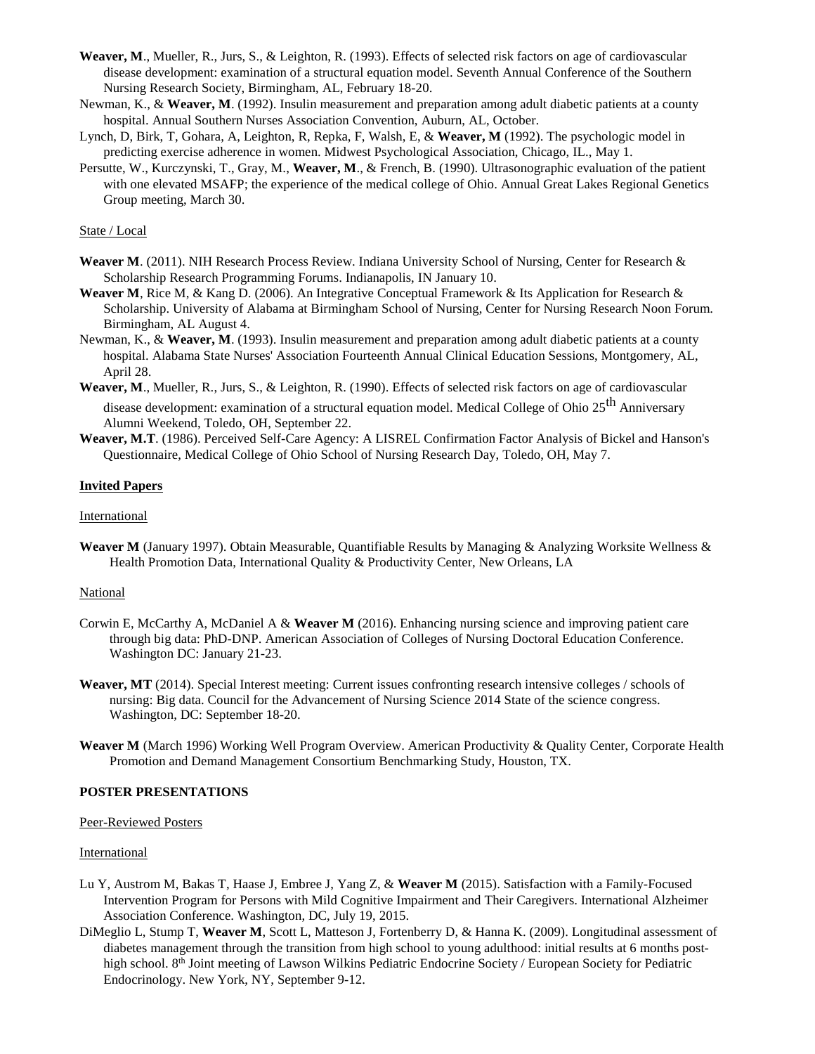**Weaver, M**., Mueller, R., Jurs, S., & Leighton, R. (1993). Effects of selected risk factors on age of cardiovascular disease development: examination of a structural equation model. Seventh Annual Conference of the Southern Nursing Research Society, Birmingham, AL, February 18-20.

Newman, K., & **Weaver, M**. (1992). Insulin measurement and preparation among adult diabetic patients at a county hospital. Annual Southern Nurses Association Convention, Auburn, AL, October.

Lynch, D, Birk, T, Gohara, A, Leighton, R, Repka, F, Walsh, E, & **Weaver, M** (1992). The psychologic model in predicting exercise adherence in women. Midwest Psychological Association, Chicago, IL., May 1.

Persutte, W., Kurczynski, T., Gray, M., **Weaver, M**., & French, B. (1990). Ultrasonographic evaluation of the patient with one elevated MSAFP; the experience of the medical college of Ohio. Annual Great Lakes Regional Genetics Group meeting, March 30.

State / Local

**Weaver M**. (2011). NIH Research Process Review. Indiana University School of Nursing, Center for Research & Scholarship Research Programming Forums. Indianapolis, IN January 10.

**Weaver M**, Rice M, & Kang D. (2006). An Integrative Conceptual Framework & Its Application for Research & Scholarship. University of Alabama at Birmingham School of Nursing, Center for Nursing Research Noon Forum. Birmingham, AL August 4.

Newman, K., & **Weaver, M**. (1993). Insulin measurement and preparation among adult diabetic patients at a county hospital. Alabama State Nurses' Association Fourteenth Annual Clinical Education Sessions, Montgomery, AL, April 28.

**Weaver, M**., Mueller, R., Jurs, S., & Leighton, R. (1990). Effects of selected risk factors on age of cardiovascular disease development: examination of a structural equation model. Medical College of Ohio 25th Anniversary Alumni Weekend, Toledo, OH, September 22.

**Weaver, M.T**. (1986). Perceived Self-Care Agency: A LISREL Confirmation Factor Analysis of Bickel and Hanson's Questionnaire, Medical College of Ohio School of Nursing Research Day, Toledo, OH, May 7.

**Invited Papers**

International

**Weaver M** (January 1997). Obtain Measurable, Quantifiable Results by Managing & Analyzing Worksite Wellness & Health Promotion Data, International Quality & Productivity Center, New Orleans, LA

National

Corwin E, McCarthy A, McDaniel A & **Weaver M** (2016). Enhancing nursing science and improving patient care through big data: PhD-DNP. American Association of Colleges of Nursing Doctoral Education Conference. Washington DC: January 21-23.

**Weaver, MT** (2014). Special Interest meeting: Current issues confronting research intensive colleges / schools of nursing: Big data. Council for the Advancement of Nursing Science 2014 State of the science congress. Washington, DC: September 18-20.

**Weaver M** (March 1996) Working Well Program Overview. American Productivity & Quality Center, Corporate Health Promotion and Demand Management Consortium Benchmarking Study, Houston, TX.

**POSTER PRESENTATIONS**

Peer-Reviewed Posters

International

Lu Y, Austrom M, Bakas T, Haase J, Embree J, Yang Z, & **Weaver M** (2015). Satisfaction with a Family-Focused Intervention Program for Persons with Mild Cognitive Impairment and Their Caregivers. International Alzheimer Association Conference. Washington, DC, July 19, 2015.

DiMeglio L, Stump T, **Weaver M**, Scott L, Matteson J, Fortenberry D, & Hanna K. (2009). Longitudinal assessment of diabetes management through the transition from high school to young adulthood: initial results at 6 months post-high school. 8th Joint meeting of Lawson Wilkins Pediatric Endocrine Society / European Society for Pediatric Endocrinology. New York, NY, September 9-12.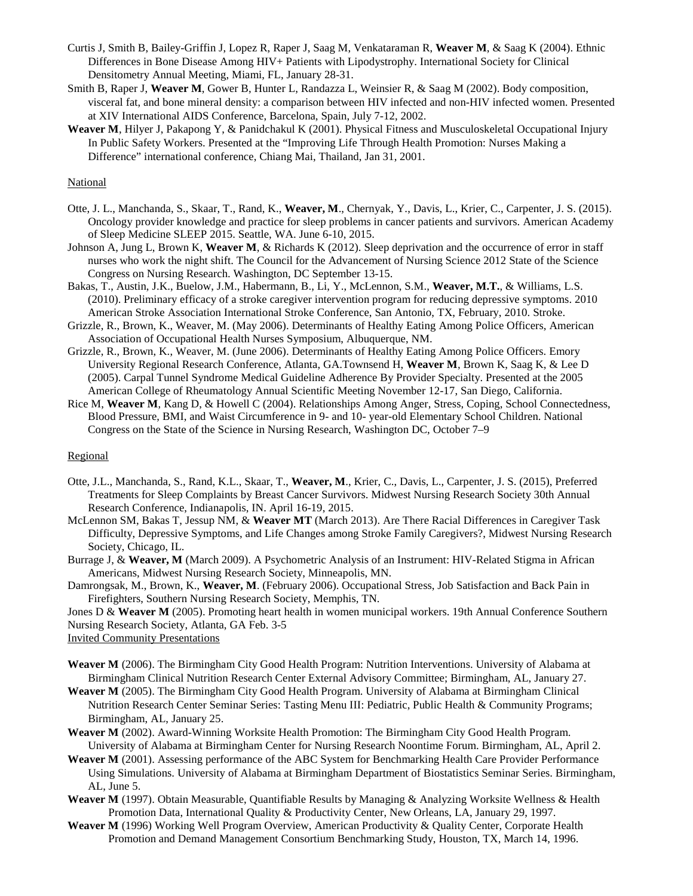Curtis J, Smith B, Bailey-Griffin J, Lopez R, Raper J, Saag M, Venkataraman R, **Weaver M**, & Saag K (2004). Ethnic Differences in Bone Disease Among HIV+ Patients with Lipodystrophy. International Society for Clinical Densitometry Annual Meeting, Miami, FL, January 28-31.

Smith B, Raper J, **Weaver M**, Gower B, Hunter L, Randazza L, Weinsier R, & Saag M (2002). Body composition, visceral fat, and bone mineral density: a comparison between HIV infected and non-HIV infected women. Presented at XIV International AIDS Conference, Barcelona, Spain, July 7-12, 2002.

**Weaver M**, Hilyer J, Pakapong Y, & Panidchakul K (2001). Physical Fitness and Musculoskeletal Occupational Injury In Public Safety Workers. Presented at the "Improving Life Through Health Promotion: Nurses Making a Difference" international conference, Chiang Mai, Thailand, Jan 31, 2001.

National

Otte, J. L., Manchanda, S., Skaar, T., Rand, K., **Weaver, M**., Chernyak, Y., Davis, L., Krier, C., Carpenter, J. S. (2015). Oncology provider knowledge and practice for sleep problems in cancer patients and survivors. American Academy of Sleep Medicine SLEEP 2015. Seattle, WA. June 6-10, 2015.

Johnson A, Jung L, Brown K, **Weaver M**, & Richards K (2012). Sleep deprivation and the occurrence of error in staff nurses who work the night shift. The Council for the Advancement of Nursing Science 2012 State of the Science Congress on Nursing Research. Washington, DC September 13-15.

Bakas, T., Austin, J.K., Buelow, J.M., Habermann, B., Li, Y., McLennon, S.M., **Weaver, M.T.**, & Williams, L.S. (2010). Preliminary efficacy of a stroke caregiver intervention program for reducing depressive symptoms. 2010 American Stroke Association International Stroke Conference, San Antonio, TX, February, 2010. Stroke.

Grizzle, R., Brown, K., Weaver, M. (May 2006). Determinants of Healthy Eating Among Police Officers, American Association of Occupational Health Nurses Symposium, Albuquerque, NM.

Grizzle, R., Brown, K., Weaver, M. (June 2006). Determinants of Healthy Eating Among Police Officers. Emory University Regional Research Conference, Atlanta, GA.Townsend H, **Weaver M**, Brown K, Saag K, & Lee D (2005). Carpal Tunnel Syndrome Medical Guideline Adherence By Provider Specialty. Presented at the 2005 American College of Rheumatology Annual Scientific Meeting November 12-17, San Diego, California.

Rice M, **Weaver M**, Kang D, & Howell C (2004). Relationships Among Anger, Stress, Coping, School Connectedness, Blood Pressure, BMI, and Waist Circumference in 9- and 10- year-old Elementary School Children. National Congress on the State of the Science in Nursing Research, Washington DC, October 7–9

Regional

Otte, J.L., Manchanda, S., Rand, K.L., Skaar, T., **Weaver, M**., Krier, C., Davis, L., Carpenter, J. S. (2015), Preferred Treatments for Sleep Complaints by Breast Cancer Survivors. Midwest Nursing Research Society 30th Annual Research Conference, Indianapolis, IN. April 16-19, 2015.

McLennon SM, Bakas T, Jessup NM, & **Weaver MT** (March 2013). Are There Racial Differences in Caregiver Task Difficulty, Depressive Symptoms, and Life Changes among Stroke Family Caregivers?, Midwest Nursing Research Society, Chicago, IL.

Burrage J, & **Weaver, M** (March 2009). A Psychometric Analysis of an Instrument: HIV-Related Stigma in African Americans, Midwest Nursing Research Society, Minneapolis, MN.

Damrongsak, M., Brown, K., **Weaver, M**. (February 2006). Occupational Stress, Job Satisfaction and Back Pain in Firefighters, Southern Nursing Research Society, Memphis, TN.

Jones D & **Weaver M** (2005). Promoting heart health in women municipal workers. 19th Annual Conference Southern Nursing Research Society, Atlanta, GA Feb. 3-5

Invited Community Presentations

**Weaver M** (2006). The Birmingham City Good Health Program: Nutrition Interventions. University of Alabama at Birmingham Clinical Nutrition Research Center External Advisory Committee; Birmingham, AL, January 27.

**Weaver M** (2005). The Birmingham City Good Health Program. University of Alabama at Birmingham Clinical Nutrition Research Center Seminar Series: Tasting Menu III: Pediatric, Public Health & Community Programs; Birmingham, AL, January 25.

**Weaver M** (2002). Award-Winning Worksite Health Promotion: The Birmingham City Good Health Program. University of Alabama at Birmingham Center for Nursing Research Noontime Forum. Birmingham, AL, April 2.

**Weaver M** (2001). Assessing performance of the ABC System for Benchmarking Health Care Provider Performance Using Simulations. University of Alabama at Birmingham Department of Biostatistics Seminar Series. Birmingham, AL, June 5.

**Weaver M** (1997). Obtain Measurable, Quantifiable Results by Managing & Analyzing Worksite Wellness & Health Promotion Data, International Quality & Productivity Center, New Orleans, LA, January 29, 1997.

**Weaver M** (1996) Working Well Program Overview, American Productivity & Quality Center, Corporate Health Promotion and Demand Management Consortium Benchmarking Study, Houston, TX, March 14, 1996.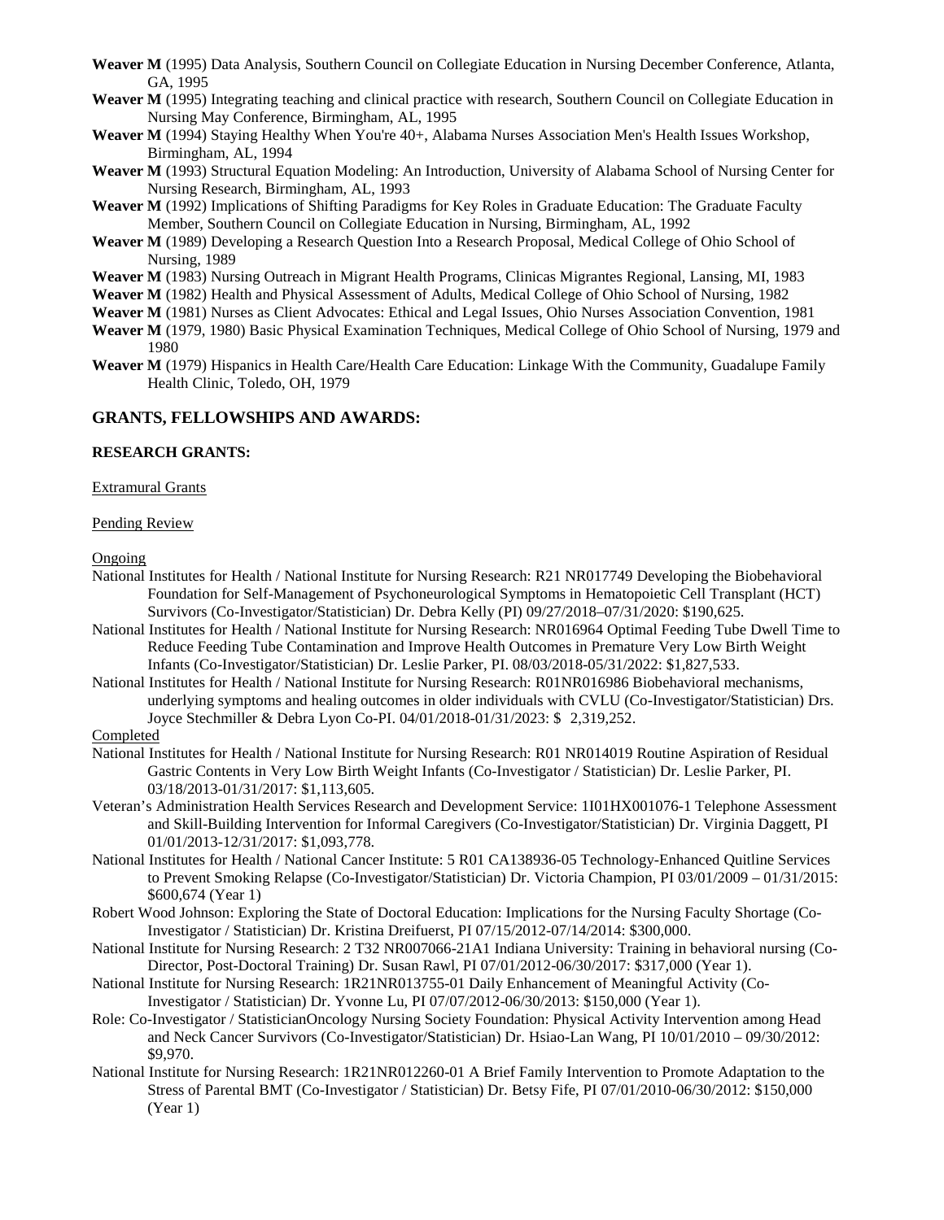**Weaver M** (1995) Data Analysis, Southern Council on Collegiate Education in Nursing December Conference, Atlanta, GA, 1995

**Weaver M** (1995) Integrating teaching and clinical practice with research, Southern Council on Collegiate Education in Nursing May Conference, Birmingham, AL, 1995

**Weaver M** (1994) Staying Healthy When You're 40+, Alabama Nurses Association Men's Health Issues Workshop, Birmingham, AL, 1994

**Weaver M** (1993) Structural Equation Modeling: An Introduction, University of Alabama School of Nursing Center for Nursing Research, Birmingham, AL, 1993

**Weaver M** (1992) Implications of Shifting Paradigms for Key Roles in Graduate Education: The Graduate Faculty Member, Southern Council on Collegiate Education in Nursing, Birmingham, AL, 1992

**Weaver M** (1989) Developing a Research Question Into a Research Proposal, Medical College of Ohio School of Nursing, 1989

**Weaver M** (1983) Nursing Outreach in Migrant Health Programs, Clinicas Migrantes Regional, Lansing, MI, 1983

**Weaver M** (1982) Health and Physical Assessment of Adults, Medical College of Ohio School of Nursing, 1982

**Weaver M** (1981) Nurses as Client Advocates: Ethical and Legal Issues, Ohio Nurses Association Convention, 1981

**Weaver M** (1979, 1980) Basic Physical Examination Techniques, Medical College of Ohio School of Nursing, 1979 and 1980

**Weaver M** (1979) Hispanics in Health Care/Health Care Education: Linkage With the Community, Guadalupe Family Health Clinic, Toledo, OH, 1979

## GRANTS, FELLOWSHIPS AND AWARDS:

### RESEARCH GRANTS:

Extramural Grants

Pending Review

Ongoing

National Institutes for Health / National Institute for Nursing Research: R21 NR017749 Developing the Biobehavioral Foundation for Self-Management of Psychoneurological Symptoms in Hematopoietic Cell Transplant (HCT) Survivors (Co-Investigator/Statistician) Dr. Debra Kelly (PI) 09/27/2018–07/31/2020: $190,625.

National Institutes for Health / National Institute for Nursing Research: NR016964 Optimal Feeding Tube Dwell Time to Reduce Feeding Tube Contamination and Improve Health Outcomes in Premature Very Low Birth Weight Infants (Co-Investigator/Statistician) Dr. Leslie Parker, PI. 08/03/2018-05/31/2022: $1,827,533.

National Institutes for Health / National Institute for Nursing Research: R01NR016986 Biobehavioral mechanisms, underlying symptoms and healing outcomes in older individuals with CVLU (Co-Investigator/Statistician) Drs. Joyce Stechmiller & Debra Lyon Co-PI. 04/01/2018-01/31/2023: $ 2,319,252.

Completed

National Institutes for Health / National Institute for Nursing Research: R01 NR014019 Routine Aspiration of Residual Gastric Contents in Very Low Birth Weight Infants (Co-Investigator / Statistician) Dr. Leslie Parker, PI. 03/18/2013-01/31/2017: $1,113,605.

Veteran's Administration Health Services Research and Development Service: 1I01HX001076-1 Telephone Assessment and Skill-Building Intervention for Informal Caregivers (Co-Investigator/Statistician) Dr. Virginia Daggett, PI 01/01/2013-12/31/2017: $1,093,778.

National Institutes for Health / National Cancer Institute: 5 R01 CA138936-05 Technology-Enhanced Quitline Services to Prevent Smoking Relapse (Co-Investigator/Statistician) Dr. Victoria Champion, PI 03/01/2009 – 01/31/2015: $600,674 (Year 1)

Robert Wood Johnson: Exploring the State of Doctoral Education: Implications for the Nursing Faculty Shortage (Co-Investigator / Statistician) Dr. Kristina Dreifuerst, PI 07/15/2012-07/14/2014: $300,000.

National Institute for Nursing Research: 2 T32 NR007066-21A1 Indiana University: Training in behavioral nursing (Co-Director, Post-Doctoral Training) Dr. Susan Rawl, PI 07/01/2012-06/30/2017: $317,000 (Year 1).

National Institute for Nursing Research: 1R21NR013755-01 Daily Enhancement of Meaningful Activity (Co-Investigator / Statistician) Dr. Yvonne Lu, PI 07/07/2012-06/30/2013: $150,000 (Year 1).

Role: Co-Investigator / StatisticianOncology Nursing Society Foundation: Physical Activity Intervention among Head and Neck Cancer Survivors (Co-Investigator/Statistician) Dr. Hsiao-Lan Wang, PI 10/01/2010 – 09/30/2012: $9,970.

National Institute for Nursing Research: 1R21NR012260-01 A Brief Family Intervention to Promote Adaptation to the Stress of Parental BMT (Co-Investigator / Statistician) Dr. Betsy Fife, PI 07/01/2010-06/30/2012: $150,000 (Year 1)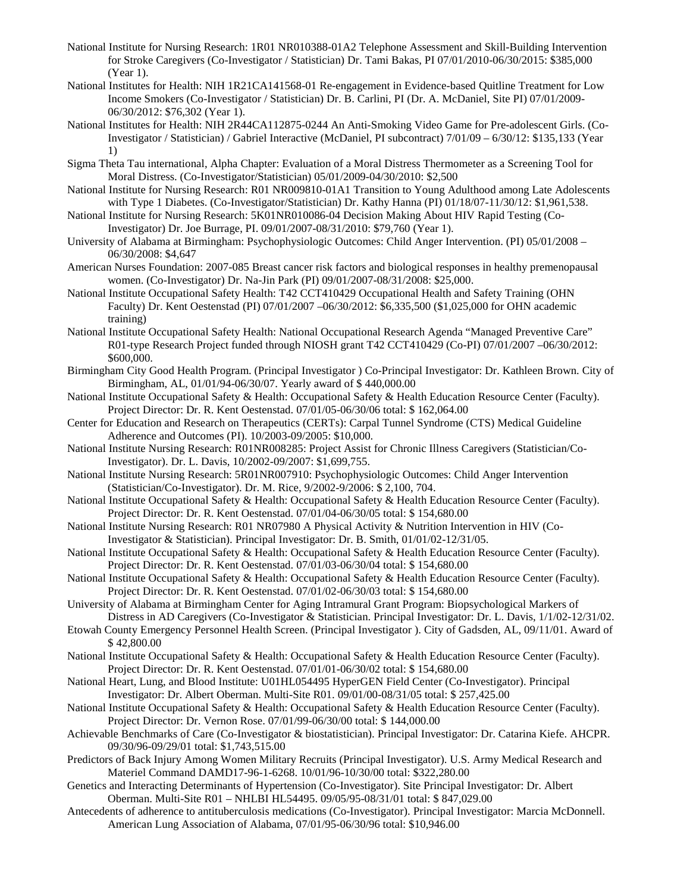National Institute for Nursing Research: 1R01 NR010388-01A2 Telephone Assessment and Skill-Building Intervention for Stroke Caregivers (Co-Investigator / Statistician) Dr. Tami Bakas, PI 07/01/2010-06/30/2015: $385,000 (Year 1).

National Institutes for Health: NIH 1R21CA141568-01 Re-engagement in Evidence-based Quitline Treatment for Low Income Smokers (Co-Investigator / Statistician) Dr. B. Carlini, PI (Dr. A. McDaniel, Site PI) 07/01/2009-06/30/2012: $76,302 (Year 1).

National Institutes for Health: NIH 2R44CA112875-0244 An Anti-Smoking Video Game for Pre-adolescent Girls. (Co-Investigator / Statistician) / Gabriel Interactive (McDaniel, PI subcontract) 7/01/09 – 6/30/12: $135,133 (Year 1)

Sigma Theta Tau international, Alpha Chapter: Evaluation of a Moral Distress Thermometer as a Screening Tool for Moral Distress. (Co-Investigator/Statistician) 05/01/2009-04/30/2010: $2,500

National Institute for Nursing Research: R01 NR009810-01A1 Transition to Young Adulthood among Late Adolescents with Type 1 Diabetes. (Co-Investigator/Statistician) Dr. Kathy Hanna (PI) 01/18/07-11/30/12: $1,961,538.

National Institute for Nursing Research: 5K01NR010086-04 Decision Making About HIV Rapid Testing (Co-Investigator) Dr. Joe Burrage, PI. 09/01/2007-08/31/2010: $79,760 (Year 1).

University of Alabama at Birmingham: Psychophysiologic Outcomes: Child Anger Intervention. (PI) 05/01/2008 – 06/30/2008: $4,647

American Nurses Foundation: 2007-085 Breast cancer risk factors and biological responses in healthy premenopausal women. (Co-Investigator) Dr. Na-Jin Park (PI) 09/01/2007-08/31/2008: $25,000.

National Institute Occupational Safety Health: T42 CCT410429 Occupational Health and Safety Training (OHN Faculty) Dr. Kent Oestenstad (PI) 07/01/2007 –06/30/2012: $6,335,500 ($1,025,000 for OHN academic training)

National Institute Occupational Safety Health: National Occupational Research Agenda "Managed Preventive Care" R01-type Research Project funded through NIOSH grant T42 CCT410429 (Co-PI) 07/01/2007 –06/30/2012: $600,000.

Birmingham City Good Health Program. (Principal Investigator ) Co-Principal Investigator: Dr. Kathleen Brown. City of Birmingham, AL, 01/01/94-06/30/07. Yearly award of $ 440,000.00

National Institute Occupational Safety & Health: Occupational Safety & Health Education Resource Center (Faculty). Project Director: Dr. R. Kent Oestenstad. 07/01/05-06/30/06 total: $ 162,064.00

Center for Education and Research on Therapeutics (CERTs): Carpal Tunnel Syndrome (CTS) Medical Guideline Adherence and Outcomes (PI). 10/2003-09/2005: $10,000.

National Institute Nursing Research: R01NR008285: Project Assist for Chronic Illness Caregivers (Statistician/Co-Investigator). Dr. L. Davis, 10/2002-09/2007: $1,699,755.

National Institute Nursing Research: 5R01NR007910: Psychophysiologic Outcomes: Child Anger Intervention (Statistician/Co-Investigator). Dr. M. Rice, 9/2002-9/2006: $ 2,100, 704.

National Institute Occupational Safety & Health: Occupational Safety & Health Education Resource Center (Faculty). Project Director: Dr. R. Kent Oestenstad. 07/01/04-06/30/05 total: $ 154,680.00

National Institute Nursing Research: R01 NR07980 A Physical Activity & Nutrition Intervention in HIV (Co-Investigator & Statistician). Principal Investigator: Dr. B. Smith, 01/01/02-12/31/05.

National Institute Occupational Safety & Health: Occupational Safety & Health Education Resource Center (Faculty). Project Director: Dr. R. Kent Oestenstad. 07/01/03-06/30/04 total: $ 154,680.00

National Institute Occupational Safety & Health: Occupational Safety & Health Education Resource Center (Faculty). Project Director: Dr. R. Kent Oestenstad. 07/01/02-06/30/03 total: $ 154,680.00

University of Alabama at Birmingham Center for Aging Intramural Grant Program: Biopsychological Markers of Distress in AD Caregivers (Co-Investigator & Statistician. Principal Investigator: Dr. L. Davis, 1/1/02-12/31/02.

Etowah County Emergency Personnel Health Screen. (Principal Investigator ). City of Gadsden, AL, 09/11/01. Award of $ 42,800.00

National Institute Occupational Safety & Health: Occupational Safety & Health Education Resource Center (Faculty). Project Director: Dr. R. Kent Oestenstad. 07/01/01-06/30/02 total: $ 154,680.00

National Heart, Lung, and Blood Institute: U01HL054495 HyperGEN Field Center (Co-Investigator). Principal Investigator: Dr. Albert Oberman. Multi-Site R01. 09/01/00-08/31/05 total: $ 257,425.00

National Institute Occupational Safety & Health: Occupational Safety & Health Education Resource Center (Faculty). Project Director: Dr. Vernon Rose. 07/01/99-06/30/00 total: $ 144,000.00

Achievable Benchmarks of Care (Co-Investigator & biostatistician). Principal Investigator: Dr. Catarina Kiefe. AHCPR. 09/30/96-09/29/01 total: $1,743,515.00

Predictors of Back Injury Among Women Military Recruits (Principal Investigator). U.S. Army Medical Research and Materiel Command DAMD17-96-1-6268. 10/01/96-10/30/00 total: $322,280.00

Genetics and Interacting Determinants of Hypertension (Co-Investigator). Site Principal Investigator: Dr. Albert Oberman. Multi-Site R01 – NHLBI HL54495. 09/05/95-08/31/01 total: $ 847,029.00

Antecedents of adherence to antituberculosis medications (Co-Investigator). Principal Investigator: Marcia McDonnell. American Lung Association of Alabama, 07/01/95-06/30/96 total: $10,946.00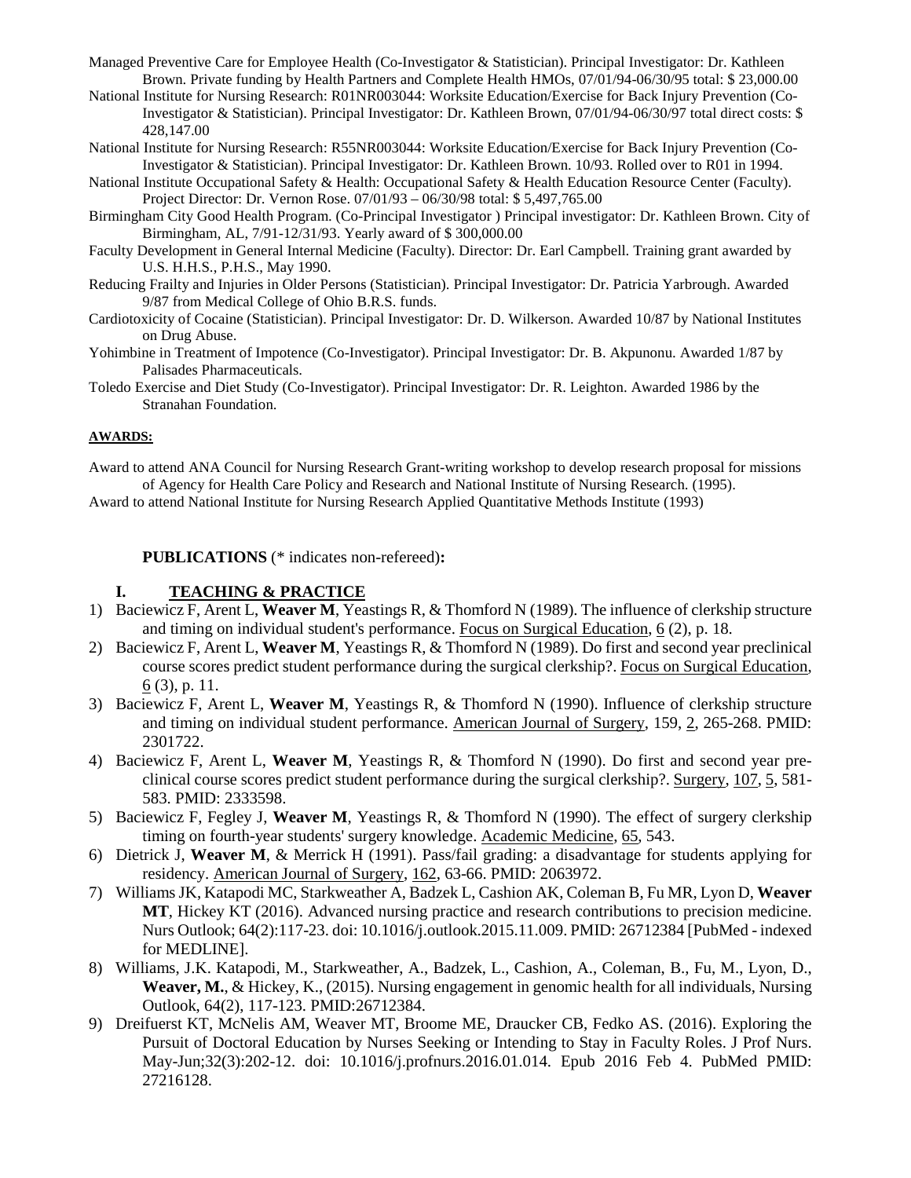Managed Preventive Care for Employee Health (Co-Investigator & Statistician). Principal Investigator: Dr. Kathleen Brown. Private funding by Health Partners and Complete Health HMOs, 07/01/94-06/30/95 total: $ 23,000.00

National Institute for Nursing Research: R01NR003044: Worksite Education/Exercise for Back Injury Prevention (Co-Investigator & Statistician). Principal Investigator: Dr. Kathleen Brown, 07/01/94-06/30/97 total direct costs: $ 428,147.00

National Institute for Nursing Research: R55NR003044: Worksite Education/Exercise for Back Injury Prevention (Co-Investigator & Statistician). Principal Investigator: Dr. Kathleen Brown. 10/93. Rolled over to R01 in 1994.

National Institute Occupational Safety & Health: Occupational Safety & Health Education Resource Center (Faculty). Project Director: Dr. Vernon Rose. 07/01/93 – 06/30/98 total: $ 5,497,765.00

Birmingham City Good Health Program. (Co-Principal Investigator ) Principal investigator: Dr. Kathleen Brown. City of Birmingham, AL, 7/91-12/31/93. Yearly award of $ 300,000.00

Faculty Development in General Internal Medicine (Faculty). Director: Dr. Earl Campbell. Training grant awarded by U.S. H.H.S., P.H.S., May 1990.

Reducing Frailty and Injuries in Older Persons (Statistician). Principal Investigator: Dr. Patricia Yarbrough. Awarded 9/87 from Medical College of Ohio B.R.S. funds.

Cardiotoxicity of Cocaine (Statistician). Principal Investigator: Dr. D. Wilkerson. Awarded 10/87 by National Institutes on Drug Abuse.

Yohimbine in Treatment of Impotence (Co-Investigator). Principal Investigator: Dr. B. Akpunonu. Awarded 1/87 by Palisades Pharmaceuticals.

Toledo Exercise and Diet Study (Co-Investigator). Principal Investigator: Dr. R. Leighton. Awarded 1986 by the Stranahan Foundation.

**AWARDS:**

Award to attend ANA Council for Nursing Research Grant-writing workshop to develop research proposal for missions of Agency for Health Care Policy and Research and National Institute of Nursing Research. (1995).

Award to attend National Institute for Nursing Research Applied Quantitative Methods Institute (1993)

**PUBLICATIONS** (* indicates non-refereed)**:**

**I. TEACHING & PRACTICE**

1) Baciewicz F, Arent L, **Weaver M**, Yeastings R, & Thomford N (1989). The influence of clerkship structure and timing on individual student's performance. Focus on Surgical Education, 6 (2), p. 18.
2) Baciewicz F, Arent L, **Weaver M**, Yeastings R, & Thomford N (1989). Do first and second year preclinical course scores predict student performance during the surgical clerkship?. Focus on Surgical Education, 6 (3), p. 11.
3) Baciewicz F, Arent L, **Weaver M**, Yeastings R, & Thomford N (1990). Influence of clerkship structure and timing on individual student performance. American Journal of Surgery, 159, 2, 265-268. PMID: 2301722.
4) Baciewicz F, Arent L, **Weaver M**, Yeastings R, & Thomford N (1990). Do first and second year pre-clinical course scores predict student performance during the surgical clerkship?. Surgery, 107, 5, 581-583. PMID: 2333598.
5) Baciewicz F, Fegley J, **Weaver M**, Yeastings R, & Thomford N (1990). The effect of surgery clerkship timing on fourth-year students' surgery knowledge. Academic Medicine, 65, 543.
6) Dietrick J, **Weaver M**, & Merrick H (1991). Pass/fail grading: a disadvantage for students applying for residency. American Journal of Surgery, 162, 63-66. PMID: 2063972.
7) Williams JK, Katapodi MC, Starkweather A, Badzek L, Cashion AK, Coleman B, Fu MR, Lyon D, **Weaver MT**, Hickey KT (2016). Advanced nursing practice and research contributions to precision medicine. Nurs Outlook; 64(2):117-23. doi: 10.1016/j.outlook.2015.11.009. PMID: 26712384 [PubMed - indexed for MEDLINE].
8) Williams, J.K. Katapodi, M., Starkweather, A., Badzek, L., Cashion, A., Coleman, B., Fu, M., Lyon, D., **Weaver, M.**, & Hickey, K., (2015). Nursing engagement in genomic health for all individuals, Nursing Outlook, 64(2), 117-123. PMID:26712384.
9) Dreifuerst KT, McNelis AM, Weaver MT, Broome ME, Draucker CB, Fedko AS. (2016). Exploring the Pursuit of Doctoral Education by Nurses Seeking or Intending to Stay in Faculty Roles. J Prof Nurs. May-Jun;32(3):202-12. doi: 10.1016/j.profnurs.2016.01.014. Epub 2016 Feb 4. PubMed PMID: 27216128.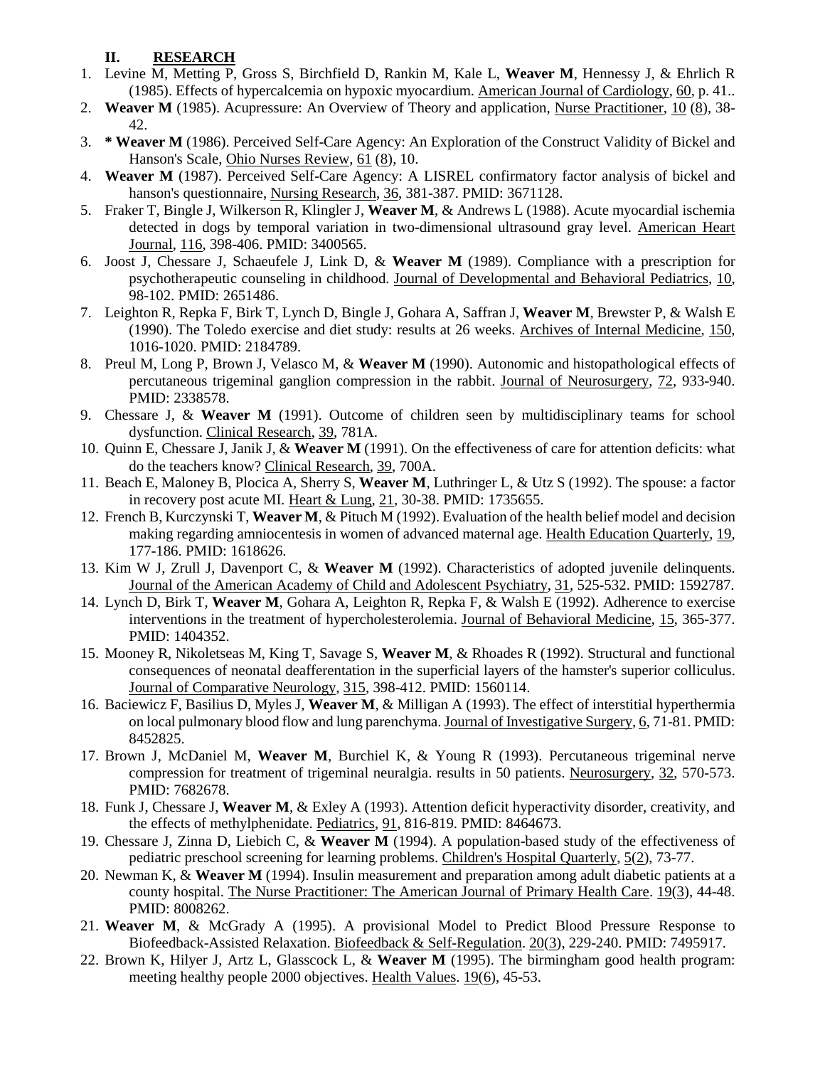## II. RESEARCH

1. Levine M, Metting P, Gross S, Birchfield D, Rankin M, Kale L, **Weaver M**, Hennessy J, & Ehrlich R (1985). Effects of hypercalcemia on hypoxic myocardium. American Journal of Cardiology, 60, p. 41..
2. **Weaver M** (1985). Acupressure: An Overview of Theory and application, Nurse Practitioner, 10 (8), 38-42.
3. **\* Weaver M** (1986). Perceived Self-Care Agency: An Exploration of the Construct Validity of Bickel and Hanson's Scale, Ohio Nurses Review, 61 (8), 10.
4. **Weaver M** (1987). Perceived Self-Care Agency: A LISREL confirmatory factor analysis of bickel and hanson's questionnaire, Nursing Research, 36, 381-387. PMID: 3671128.
5. Fraker T, Bingle J, Wilkerson R, Klingler J, **Weaver M**, & Andrews L (1988). Acute myocardial ischemia detected in dogs by temporal variation in two-dimensional ultrasound gray level. American Heart Journal, 116, 398-406. PMID: 3400565.
6. Joost J, Chessare J, Schaeufele J, Link D, & **Weaver M** (1989). Compliance with a prescription for psychotherapeutic counseling in childhood. Journal of Developmental and Behavioral Pediatrics, 10, 98-102. PMID: 2651486.
7. Leighton R, Repka F, Birk T, Lynch D, Bingle J, Gohara A, Saffran J, **Weaver M**, Brewster P, & Walsh E (1990). The Toledo exercise and diet study: results at 26 weeks. Archives of Internal Medicine, 150, 1016-1020. PMID: 2184789.
8. Preul M, Long P, Brown J, Velasco M, & **Weaver M** (1990). Autonomic and histopathological effects of percutaneous trigeminal ganglion compression in the rabbit. Journal of Neurosurgery, 72, 933-940. PMID: 2338578.
9. Chessare J, & **Weaver M** (1991). Outcome of children seen by multidisciplinary teams for school dysfunction. Clinical Research, 39, 781A.
10. Quinn E, Chessare J, Janik J, & **Weaver M** (1991). On the effectiveness of care for attention deficits: what do the teachers know? Clinical Research, 39, 700A.
11. Beach E, Maloney B, Plocica A, Sherry S, **Weaver M**, Luthringer L, & Utz S (1992). The spouse: a factor in recovery post acute MI. Heart & Lung, 21, 30-38. PMID: 1735655.
12. French B, Kurczynski T, **Weaver M**, & Pituch M (1992). Evaluation of the health belief model and decision making regarding amniocentesis in women of advanced maternal age. Health Education Quarterly, 19, 177-186. PMID: 1618626.
13. Kim W J, Zrull J, Davenport C, & **Weaver M** (1992). Characteristics of adopted juvenile delinquents. Journal of the American Academy of Child and Adolescent Psychiatry, 31, 525-532. PMID: 1592787.
14. Lynch D, Birk T, **Weaver M**, Gohara A, Leighton R, Repka F, & Walsh E (1992). Adherence to exercise interventions in the treatment of hypercholesterolemia. Journal of Behavioral Medicine, 15, 365-377. PMID: 1404352.
15. Mooney R, Nikoletseas M, King T, Savage S, **Weaver M**, & Rhoades R (1992). Structural and functional consequences of neonatal deafferentation in the superficial layers of the hamster's superior colliculus. Journal of Comparative Neurology, 315, 398-412. PMID: 1560114.
16. Baciewicz F, Basilius D, Myles J, **Weaver M**, & Milligan A (1993). The effect of interstitial hyperthermia on local pulmonary blood flow and lung parenchyma. Journal of Investigative Surgery, 6, 71-81. PMID: 8452825.
17. Brown J, McDaniel M, **Weaver M**, Burchiel K, & Young R (1993). Percutaneous trigeminal nerve compression for treatment of trigeminal neuralgia. results in 50 patients. Neurosurgery, 32, 570-573. PMID: 7682678.
18. Funk J, Chessare J, **Weaver M**, & Exley A (1993). Attention deficit hyperactivity disorder, creativity, and the effects of methylphenidate. Pediatrics, 91, 816-819. PMID: 8464673.
19. Chessare J, Zinna D, Liebich C, & **Weaver M** (1994). A population-based study of the effectiveness of pediatric preschool screening for learning problems. Children's Hospital Quarterly, 5(2), 73-77.
20. Newman K, & **Weaver M** (1994). Insulin measurement and preparation among adult diabetic patients at a county hospital. The Nurse Practitioner: The American Journal of Primary Health Care. 19(3), 44-48. PMID: 8008262.
21. **Weaver M**, & McGrady A (1995). A provisional Model to Predict Blood Pressure Response to Biofeedback-Assisted Relaxation. Biofeedback & Self-Regulation. 20(3), 229-240. PMID: 7495917.
22. Brown K, Hilyer J, Artz L, Glasscock L, & **Weaver M** (1995). The birmingham good health program: meeting healthy people 2000 objectives. Health Values. 19(6), 45-53.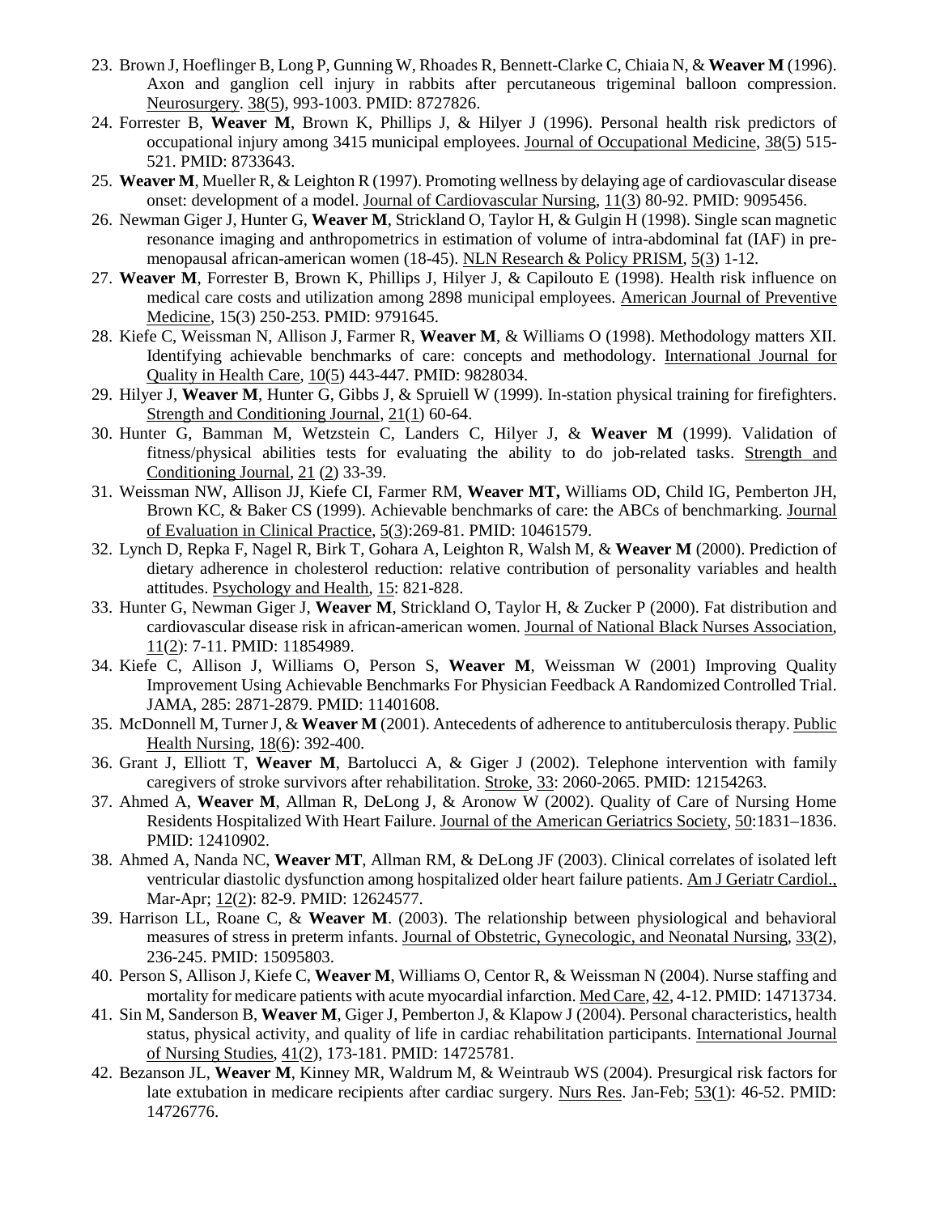23. Brown J, Hoeflinger B, Long P, Gunning W, Rhoades R, Bennett-Clarke C, Chiaia N, & **Weaver M** (1996). Axon and ganglion cell injury in rabbits after percutaneous trigeminal balloon compression. Neurosurgery. 38(5), 993-1003. PMID: 8727826.
24. Forrester B, **Weaver M**, Brown K, Phillips J, & Hilyer J (1996). Personal health risk predictors of occupational injury among 3415 municipal employees. Journal of Occupational Medicine, 38(5) 515-521. PMID: 8733643.
25. **Weaver M**, Mueller R, & Leighton R (1997). Promoting wellness by delaying age of cardiovascular disease onset: development of a model. Journal of Cardiovascular Nursing, 11(3) 80-92. PMID: 9095456.
26. Newman Giger J, Hunter G, **Weaver M**, Strickland O, Taylor H, & Gulgin H (1998). Single scan magnetic resonance imaging and anthropometrics in estimation of volume of intra-abdominal fat (IAF) in pre-menopausal african-american women (18-45). NLN Research & Policy PRISM, 5(3) 1-12.
27. **Weaver M**, Forrester B, Brown K, Phillips J, Hilyer J, & Capilouto E (1998). Health risk influence on medical care costs and utilization among 2898 municipal employees. American Journal of Preventive Medicine, 15(3) 250-253. PMID: 9791645.
28. Kiefe C, Weissman N, Allison J, Farmer R, **Weaver M**, & Williams O (1998). Methodology matters XII. Identifying achievable benchmarks of care: concepts and methodology. International Journal for Quality in Health Care, 10(5) 443-447. PMID: 9828034.
29. Hilyer J, **Weaver M**, Hunter G, Gibbs J, & Spruiell W (1999). In-station physical training for firefighters. Strength and Conditioning Journal, 21(1) 60-64.
30. Hunter G, Bamman M, Wetzstein C, Landers C, Hilyer J, & **Weaver M** (1999). Validation of fitness/physical abilities tests for evaluating the ability to do job-related tasks. Strength and Conditioning Journal, 21 (2) 33-39.
31. Weissman NW, Allison JJ, Kiefe CI, Farmer RM, **Weaver MT,** Williams OD, Child IG, Pemberton JH, Brown KC, & Baker CS (1999). Achievable benchmarks of care: the ABCs of benchmarking. Journal of Evaluation in Clinical Practice, 5(3):269-81. PMID: 10461579.
32. Lynch D, Repka F, Nagel R, Birk T, Gohara A, Leighton R, Walsh M, & **Weaver M** (2000). Prediction of dietary adherence in cholesterol reduction: relative contribution of personality variables and health attitudes. Psychology and Health, 15: 821-828.
33. Hunter G, Newman Giger J, **Weaver M**, Strickland O, Taylor H, & Zucker P (2000). Fat distribution and cardiovascular disease risk in african-american women. Journal of National Black Nurses Association, 11(2): 7-11. PMID: 11854989.
34. Kiefe C, Allison J, Williams O, Person S, **Weaver M**, Weissman W (2001) Improving Quality Improvement Using Achievable Benchmarks For Physician Feedback A Randomized Controlled Trial. JAMA, 285: 2871-2879. PMID: 11401608.
35. McDonnell M, Turner J, & **Weaver M** (2001). Antecedents of adherence to antituberculosis therapy. Public Health Nursing, 18(6): 392-400.
36. Grant J, Elliott T, **Weaver M**, Bartolucci A, & Giger J (2002). Telephone intervention with family caregivers of stroke survivors after rehabilitation. Stroke, 33: 2060-2065. PMID: 12154263.
37. Ahmed A, **Weaver M**, Allman R, DeLong J, & Aronow W (2002). Quality of Care of Nursing Home Residents Hospitalized With Heart Failure. Journal of the American Geriatrics Society, 50:1831–1836. PMID: 12410902.
38. Ahmed A, Nanda NC, **Weaver MT**, Allman RM, & DeLong JF (2003). Clinical correlates of isolated left ventricular diastolic dysfunction among hospitalized older heart failure patients. Am J Geriatr Cardiol., Mar-Apr; 12(2): 82-9. PMID: 12624577.
39. Harrison LL, Roane C, & **Weaver M**. (2003). The relationship between physiological and behavioral measures of stress in preterm infants. Journal of Obstetric, Gynecologic, and Neonatal Nursing, 33(2), 236-245. PMID: 15095803.
40. Person S, Allison J, Kiefe C, **Weaver M**, Williams O, Centor R, & Weissman N (2004). Nurse staffing and mortality for medicare patients with acute myocardial infarction. Med Care, 42, 4-12. PMID: 14713734.
41. Sin M, Sanderson B, **Weaver M**, Giger J, Pemberton J, & Klapow J (2004). Personal characteristics, health status, physical activity, and quality of life in cardiac rehabilitation participants. International Journal of Nursing Studies, 41(2), 173-181. PMID: 14725781.
42. Bezanson JL, **Weaver M**, Kinney MR, Waldrum M, & Weintraub WS (2004). Presurgical risk factors for late extubation in medicare recipients after cardiac surgery. Nurs Res. Jan-Feb; 53(1): 46-52. PMID: 14726776.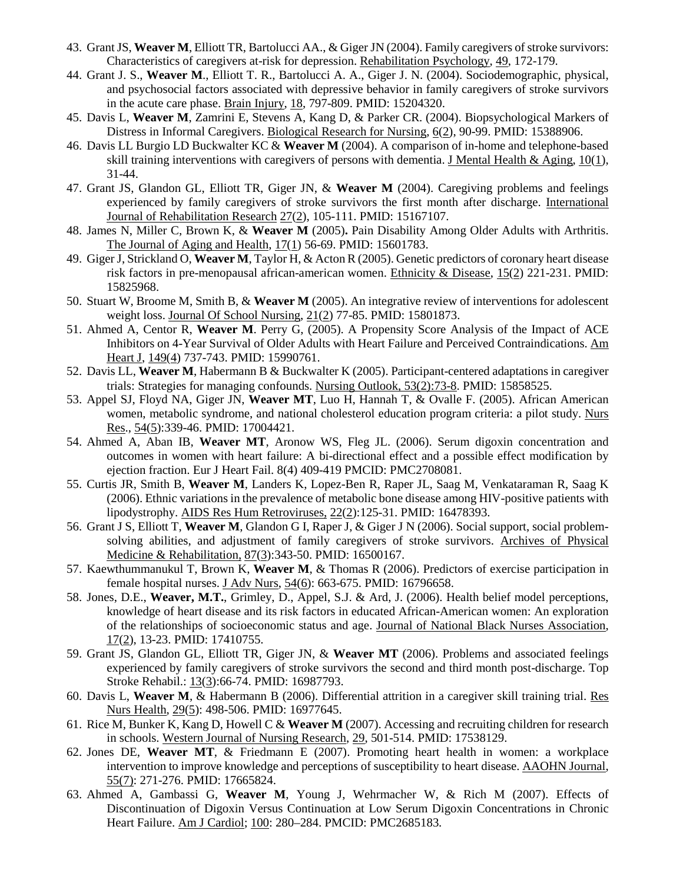43. Grant JS, **Weaver M**, Elliott TR, Bartolucci AA., & Giger JN (2004). Family caregivers of stroke survivors: Characteristics of caregivers at-risk for depression. Rehabilitation Psychology, 49, 172-179.
44. Grant J. S., **Weaver M**., Elliott T. R., Bartolucci A. A., Giger J. N. (2004). Sociodemographic, physical, and psychosocial factors associated with depressive behavior in family caregivers of stroke survivors in the acute care phase. Brain Injury, 18, 797-809. PMID: 15204320.
45. Davis L, **Weaver M**, Zamrini E, Stevens A, Kang D, & Parker CR. (2004). Biopsychological Markers of Distress in Informal Caregivers. Biological Research for Nursing, 6(2), 90-99. PMID: 15388906.
46. Davis LL Burgio LD Buckwalter KC & **Weaver M** (2004). A comparison of in-home and telephone-based skill training interventions with caregivers of persons with dementia. J Mental Health & Aging, 10(1), 31-44.
47. Grant JS, Glandon GL, Elliott TR, Giger JN, & **Weaver M** (2004). Caregiving problems and feelings experienced by family caregivers of stroke survivors the first month after discharge. International Journal of Rehabilitation Research 27(2), 105-111. PMID: 15167107.
48. James N, Miller C, Brown K, & **Weaver M** (2005)**.** Pain Disability Among Older Adults with Arthritis. The Journal of Aging and Health, 17(1) 56-69. PMID: 15601783.
49. Giger J, Strickland O, **Weaver M**, Taylor H, & Acton R (2005). Genetic predictors of coronary heart disease risk factors in pre-menopausal african-american women. Ethnicity & Disease, 15(2) 221-231. PMID: 15825968.
50. Stuart W, Broome M, Smith B, & **Weaver M** (2005). An integrative review of interventions for adolescent weight loss. Journal Of School Nursing, 21(2) 77-85. PMID: 15801873.
51. Ahmed A, Centor R, **Weaver M**. Perry G, (2005). A Propensity Score Analysis of the Impact of ACE Inhibitors on 4-Year Survival of Older Adults with Heart Failure and Perceived Contraindications. Am Heart J, 149(4) 737-743. PMID: 15990761.
52. Davis LL, **Weaver M**, Habermann B & Buckwalter K (2005). Participant-centered adaptations in caregiver trials: Strategies for managing confounds. Nursing Outlook, 53(2):73-8. PMID: 15858525.
53. Appel SJ, Floyd NA, Giger JN, **Weaver MT**, Luo H, Hannah T, & Ovalle F. (2005). African American women, metabolic syndrome, and national cholesterol education program criteria: a pilot study. Nurs Res., 54(5):339-46. PMID: 17004421.
54. Ahmed A, Aban IB, **Weaver MT**, Aronow WS, Fleg JL. (2006). Serum digoxin concentration and outcomes in women with heart failure: A bi-directional effect and a possible effect modification by ejection fraction. Eur J Heart Fail. 8(4) 409-419 PMCID: PMC2708081.
55. Curtis JR, Smith B, **Weaver M**, Landers K, Lopez-Ben R, Raper JL, Saag M, Venkataraman R, Saag K (2006). Ethnic variations in the prevalence of metabolic bone disease among HIV-positive patients with lipodystrophy. AIDS Res Hum Retroviruses, 22(2):125-31. PMID: 16478393.
56. Grant J S, Elliott T, **Weaver M**, Glandon G I, Raper J, & Giger J N (2006). Social support, social problem-solving abilities, and adjustment of family caregivers of stroke survivors. Archives of Physical Medicine & Rehabilitation, 87(3):343-50. PMID: 16500167.
57. Kaewthummanukul T, Brown K, **Weaver M**, & Thomas R (2006). Predictors of exercise participation in female hospital nurses. J Adv Nurs, 54(6): 663-675. PMID: 16796658.
58. Jones, D.E., **Weaver, M.T.**, Grimley, D., Appel, S.J. & Ard, J. (2006). Health belief model perceptions, knowledge of heart disease and its risk factors in educated African-American women: An exploration of the relationships of socioeconomic status and age. Journal of National Black Nurses Association, 17(2), 13-23. PMID: 17410755.
59. Grant JS, Glandon GL, Elliott TR, Giger JN, & **Weaver MT** (2006). Problems and associated feelings experienced by family caregivers of stroke survivors the second and third month post-discharge. Top Stroke Rehabil.: 13(3):66-74. PMID: 16987793.
60. Davis L, **Weaver M**, & Habermann B (2006). Differential attrition in a caregiver skill training trial. Res Nurs Health, 29(5): 498-506. PMID: 16977645.
61. Rice M, Bunker K, Kang D, Howell C & **Weaver M** (2007). Accessing and recruiting children for research in schools. Western Journal of Nursing Research, 29, 501-514. PMID: 17538129.
62. Jones DE, **Weaver MT**, & Friedmann E (2007). Promoting heart health in women: a workplace intervention to improve knowledge and perceptions of susceptibility to heart disease. AAOHN Journal, 55(7): 271-276. PMID: 17665824.
63. Ahmed A, Gambassi G, **Weaver M**, Young J, Wehrmacher W, & Rich M (2007). Effects of Discontinuation of Digoxin Versus Continuation at Low Serum Digoxin Concentrations in Chronic Heart Failure. Am J Cardiol; 100: 280–284. PMCID: PMC2685183.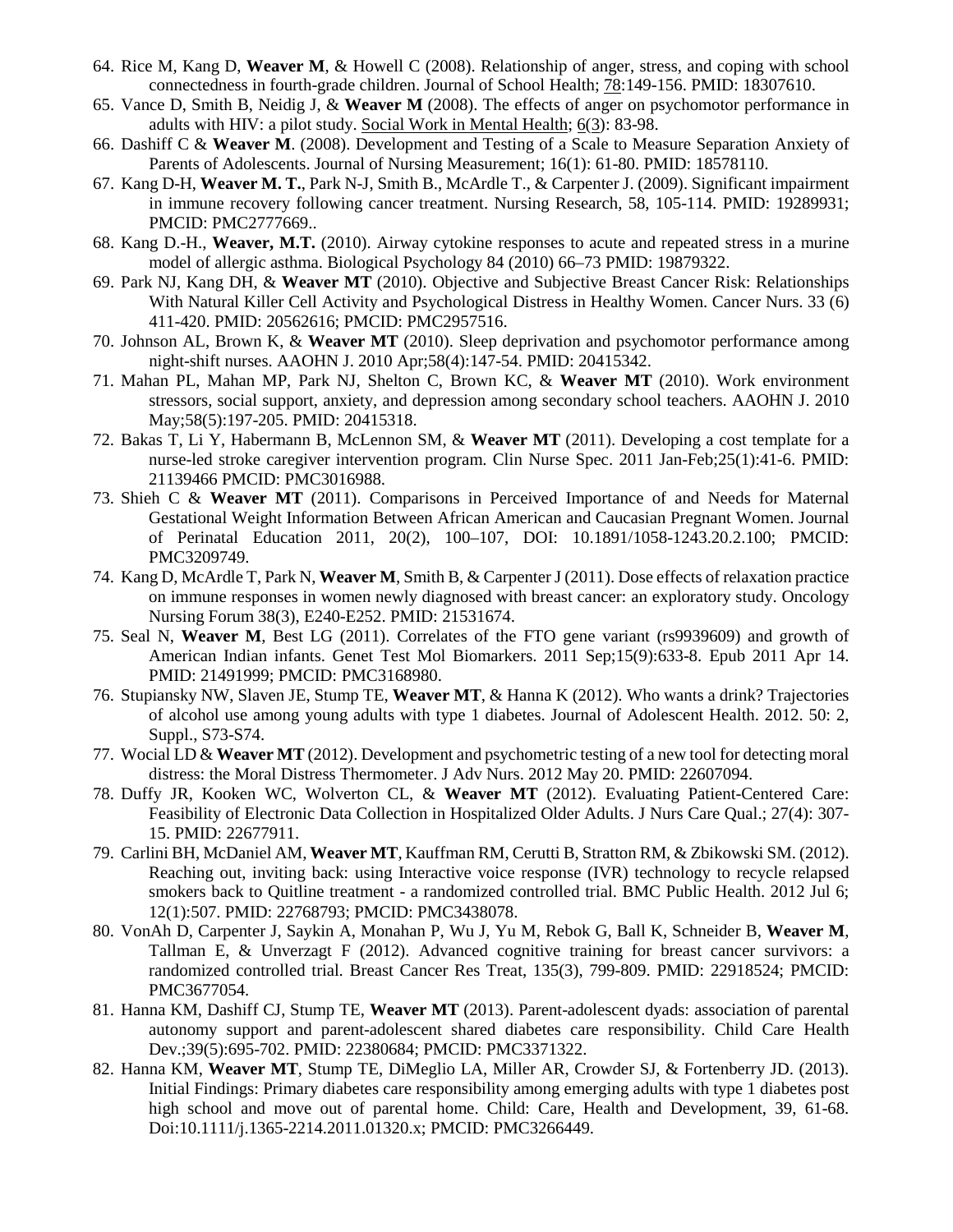64. Rice M, Kang D, **Weaver M**, & Howell C (2008). Relationship of anger, stress, and coping with school connectedness in fourth-grade children. Journal of School Health; 78:149-156. PMID: 18307610.
65. Vance D, Smith B, Neidig J, & **Weaver M** (2008). The effects of anger on psychomotor performance in adults with HIV: a pilot study. Social Work in Mental Health; 6(3): 83-98.
66. Dashiff C & **Weaver M**. (2008). Development and Testing of a Scale to Measure Separation Anxiety of Parents of Adolescents. Journal of Nursing Measurement; 16(1): 61-80. PMID: 18578110.
67. Kang D-H, **Weaver M. T.**, Park N-J, Smith B., McArdle T., & Carpenter J. (2009). Significant impairment in immune recovery following cancer treatment. Nursing Research, 58, 105-114. PMID: 19289931; PMCID: PMC2777669..
68. Kang D.-H., **Weaver, M.T.** (2010). Airway cytokine responses to acute and repeated stress in a murine model of allergic asthma. Biological Psychology 84 (2010) 66–73 PMID: 19879322.
69. Park NJ, Kang DH, & **Weaver MT** (2010). Objective and Subjective Breast Cancer Risk: Relationships With Natural Killer Cell Activity and Psychological Distress in Healthy Women. Cancer Nurs. 33 (6) 411-420. PMID: 20562616; PMCID: PMC2957516.
70. Johnson AL, Brown K, & **Weaver MT** (2010). Sleep deprivation and psychomotor performance among night-shift nurses. AAOHN J. 2010 Apr;58(4):147-54. PMID: 20415342.
71. Mahan PL, Mahan MP, Park NJ, Shelton C, Brown KC, & **Weaver MT** (2010). Work environment stressors, social support, anxiety, and depression among secondary school teachers. AAOHN J. 2010 May;58(5):197-205. PMID: 20415318.
72. Bakas T, Li Y, Habermann B, McLennon SM, & **Weaver MT** (2011). Developing a cost template for a nurse-led stroke caregiver intervention program. Clin Nurse Spec. 2011 Jan-Feb;25(1):41-6. PMID: 21139466 PMCID: PMC3016988.
73. Shieh C & **Weaver MT** (2011). Comparisons in Perceived Importance of and Needs for Maternal Gestational Weight Information Between African American and Caucasian Pregnant Women. Journal of Perinatal Education 2011, 20(2), 100–107, DOI: 10.1891/1058-1243.20.2.100; PMCID: PMC3209749.
74. Kang D, McArdle T, Park N, **Weaver M**, Smith B, & Carpenter J (2011). Dose effects of relaxation practice on immune responses in women newly diagnosed with breast cancer: an exploratory study. Oncology Nursing Forum 38(3), E240-E252. PMID: 21531674.
75. Seal N, **Weaver M**, Best LG (2011). Correlates of the FTO gene variant (rs9939609) and growth of American Indian infants. Genet Test Mol Biomarkers. 2011 Sep;15(9):633-8. Epub 2011 Apr 14. PMID: 21491999; PMCID: PMC3168980.
76. Stupiansky NW, Slaven JE, Stump TE, **Weaver MT**, & Hanna K (2012). Who wants a drink? Trajectories of alcohol use among young adults with type 1 diabetes. Journal of Adolescent Health. 2012. 50: 2, Suppl., S73-S74.
77. Wocial LD & **Weaver MT** (2012). Development and psychometric testing of a new tool for detecting moral distress: the Moral Distress Thermometer. J Adv Nurs. 2012 May 20. PMID: 22607094.
78. Duffy JR, Kooken WC, Wolverton CL, & **Weaver MT** (2012). Evaluating Patient-Centered Care: Feasibility of Electronic Data Collection in Hospitalized Older Adults. J Nurs Care Qual.; 27(4): 307-15. PMID: 22677911.
79. Carlini BH, McDaniel AM, **Weaver MT**, Kauffman RM, Cerutti B, Stratton RM, & Zbikowski SM. (2012). Reaching out, inviting back: using Interactive voice response (IVR) technology to recycle relapsed smokers back to Quitline treatment - a randomized controlled trial. BMC Public Health. 2012 Jul 6; 12(1):507. PMID: 22768793; PMCID: PMC3438078.
80. VonAh D, Carpenter J, Saykin A, Monahan P, Wu J, Yu M, Rebok G, Ball K, Schneider B, **Weaver M**, Tallman E, & Unverzagt F (2012). Advanced cognitive training for breast cancer survivors: a randomized controlled trial. Breast Cancer Res Treat, 135(3), 799-809. PMID: 22918524; PMCID: PMC3677054.
81. Hanna KM, Dashiff CJ, Stump TE, **Weaver MT** (2013). Parent-adolescent dyads: association of parental autonomy support and parent-adolescent shared diabetes care responsibility. Child Care Health Dev.;39(5):695-702. PMID: 22380684; PMCID: PMC3371322.
82. Hanna KM, **Weaver MT**, Stump TE, DiMeglio LA, Miller AR, Crowder SJ, & Fortenberry JD. (2013). Initial Findings: Primary diabetes care responsibility among emerging adults with type 1 diabetes post high school and move out of parental home. Child: Care, Health and Development, 39, 61-68. Doi:10.1111/j.1365-2214.2011.01320.x; PMCID: PMC3266449.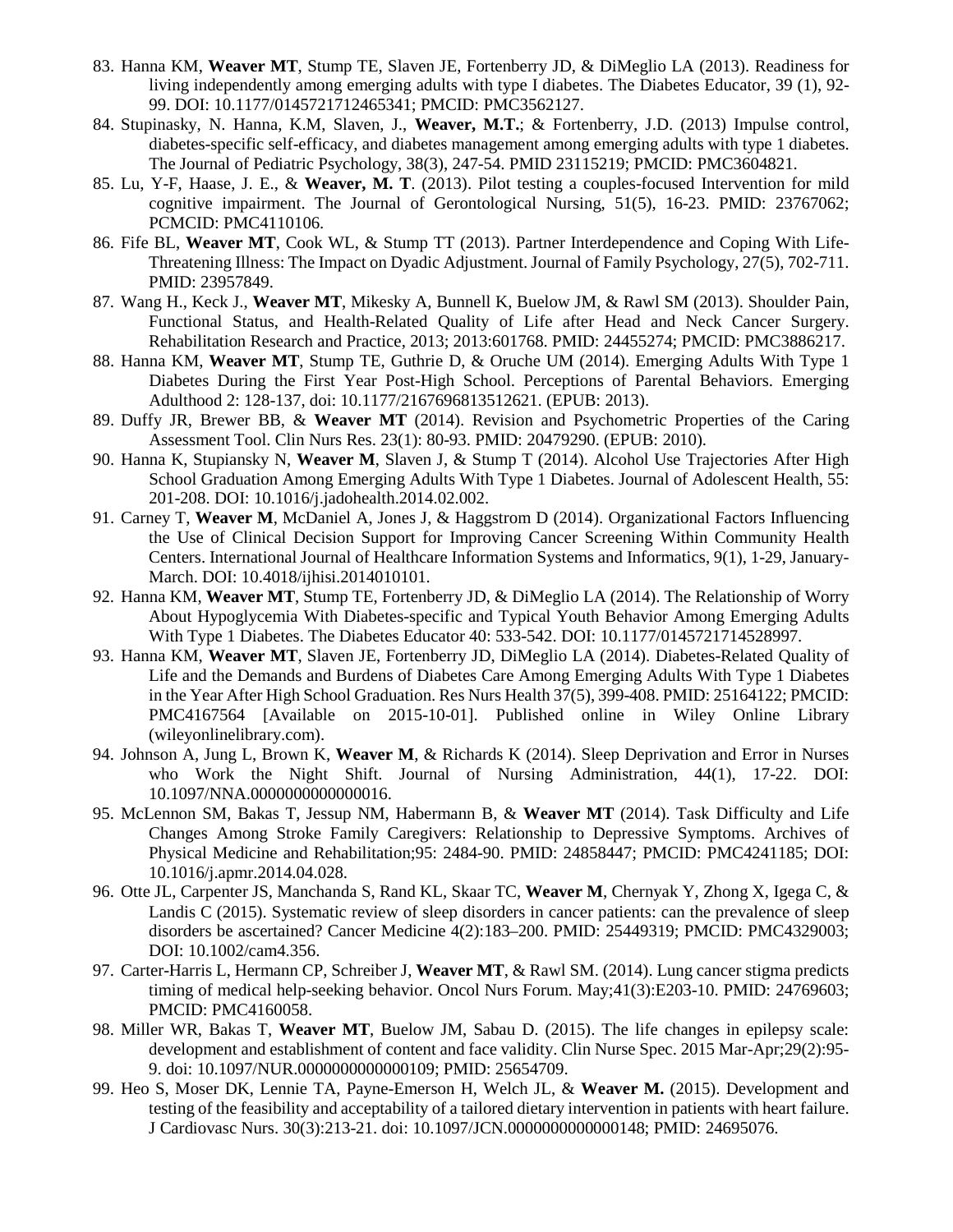83. Hanna KM, **Weaver MT**, Stump TE, Slaven JE, Fortenberry JD, & DiMeglio LA (2013). Readiness for living independently among emerging adults with type I diabetes. The Diabetes Educator, 39 (1), 92-99. DOI: 10.1177/0145721712465341; PMCID: PMC3562127.
84. Stupinasky, N. Hanna, K.M, Slaven, J., **Weaver, M.T.**; & Fortenberry, J.D. (2013) Impulse control, diabetes-specific self-efficacy, and diabetes management among emerging adults with type 1 diabetes. The Journal of Pediatric Psychology, 38(3), 247-54. PMID 23115219; PMCID: PMC3604821.
85. Lu, Y-F, Haase, J. E., & **Weaver, M. T**. (2013). Pilot testing a couples-focused Intervention for mild cognitive impairment. The Journal of Gerontological Nursing, 51(5), 16-23. PMID: 23767062; PCMCID: PMC4110106.
86. Fife BL, **Weaver MT**, Cook WL, & Stump TT (2013). Partner Interdependence and Coping With Life-Threatening Illness: The Impact on Dyadic Adjustment. Journal of Family Psychology, 27(5), 702-711. PMID: 23957849.
87. Wang H., Keck J., **Weaver MT**, Mikesky A, Bunnell K, Buelow JM, & Rawl SM (2013). Shoulder Pain, Functional Status, and Health-Related Quality of Life after Head and Neck Cancer Surgery. Rehabilitation Research and Practice, 2013; 2013:601768. PMID: 24455274; PMCID: PMC3886217.
88. Hanna KM, **Weaver MT**, Stump TE, Guthrie D, & Oruche UM (2014). Emerging Adults With Type 1 Diabetes During the First Year Post-High School. Perceptions of Parental Behaviors. Emerging Adulthood 2: 128-137, doi: 10.1177/2167696813512621. (EPUB: 2013).
89. Duffy JR, Brewer BB, & **Weaver MT** (2014). Revision and Psychometric Properties of the Caring Assessment Tool. Clin Nurs Res. 23(1): 80-93. PMID: 20479290. (EPUB: 2010).
90. Hanna K, Stupiansky N, **Weaver M**, Slaven J, & Stump T (2014). Alcohol Use Trajectories After High School Graduation Among Emerging Adults With Type 1 Diabetes. Journal of Adolescent Health, 55: 201-208. DOI: 10.1016/j.jadohealth.2014.02.002.
91. Carney T, **Weaver M**, McDaniel A, Jones J, & Haggstrom D (2014). Organizational Factors Influencing the Use of Clinical Decision Support for Improving Cancer Screening Within Community Health Centers. International Journal of Healthcare Information Systems and Informatics, 9(1), 1-29, January-March. DOI: 10.4018/ijhisi.2014010101.
92. Hanna KM, **Weaver MT**, Stump TE, Fortenberry JD, & DiMeglio LA (2014). The Relationship of Worry About Hypoglycemia With Diabetes-specific and Typical Youth Behavior Among Emerging Adults With Type 1 Diabetes. The Diabetes Educator 40: 533-542. DOI: 10.1177/0145721714528997.
93. Hanna KM, **Weaver MT**, Slaven JE, Fortenberry JD, DiMeglio LA (2014). Diabetes-Related Quality of Life and the Demands and Burdens of Diabetes Care Among Emerging Adults With Type 1 Diabetes in the Year After High School Graduation. Res Nurs Health 37(5), 399-408. PMID: 25164122; PMCID: PMC4167564 [Available on 2015-10-01]. Published online in Wiley Online Library (wileyonlinelibrary.com).
94. Johnson A, Jung L, Brown K, **Weaver M**, & Richards K (2014). Sleep Deprivation and Error in Nurses who Work the Night Shift. Journal of Nursing Administration, 44(1), 17-22. DOI: 10.1097/NNA.0000000000000016.
95. McLennon SM, Bakas T, Jessup NM, Habermann B, & **Weaver MT** (2014). Task Difficulty and Life Changes Among Stroke Family Caregivers: Relationship to Depressive Symptoms. Archives of Physical Medicine and Rehabilitation;95: 2484-90. PMID: 24858447; PMCID: PMC4241185; DOI: 10.1016/j.apmr.2014.04.028.
96. Otte JL, Carpenter JS, Manchanda S, Rand KL, Skaar TC, **Weaver M**, Chernyak Y, Zhong X, Igega C, & Landis C (2015). Systematic review of sleep disorders in cancer patients: can the prevalence of sleep disorders be ascertained? Cancer Medicine 4(2):183–200. PMID: 25449319; PMCID: PMC4329003; DOI: 10.1002/cam4.356.
97. Carter-Harris L, Hermann CP, Schreiber J, **Weaver MT**, & Rawl SM. (2014). Lung cancer stigma predicts timing of medical help-seeking behavior. Oncol Nurs Forum. May;41(3):E203-10. PMID: 24769603; PMCID: PMC4160058.
98. Miller WR, Bakas T, **Weaver MT**, Buelow JM, Sabau D. (2015). The life changes in epilepsy scale: development and establishment of content and face validity. Clin Nurse Spec. 2015 Mar-Apr;29(2):95-9. doi: 10.1097/NUR.0000000000000109; PMID: 25654709.
99. Heo S, Moser DK, Lennie TA, Payne-Emerson H, Welch JL, & **Weaver M.** (2015). Development and testing of the feasibility and acceptability of a tailored dietary intervention in patients with heart failure. J Cardiovasc Nurs. 30(3):213-21. doi: 10.1097/JCN.0000000000000148; PMID: 24695076.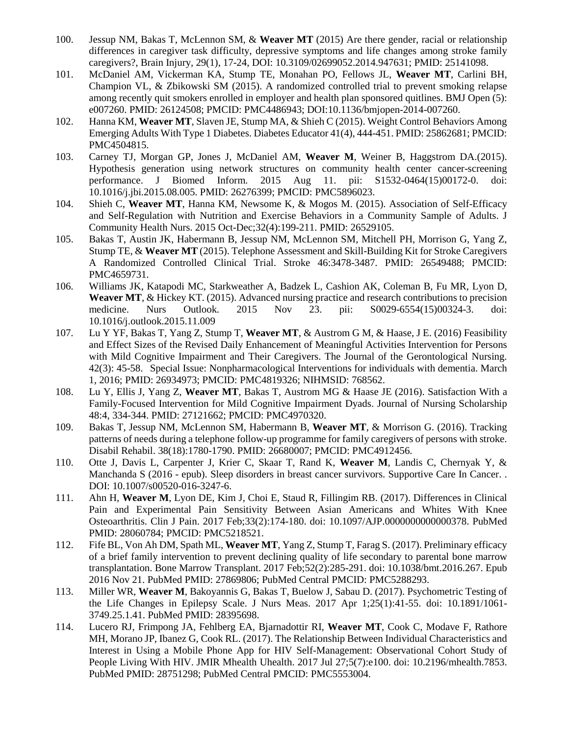100. Jessup NM, Bakas T, McLennon SM, & **Weaver MT** (2015) Are there gender, racial or relationship differences in caregiver task difficulty, depressive symptoms and life changes among stroke family caregivers?, Brain Injury, 29(1), 17-24, DOI: 10.3109/02699052.2014.947631; PMID: 25141098.
101. McDaniel AM, Vickerman KA, Stump TE, Monahan PO, Fellows JL, **Weaver MT**, Carlini BH, Champion VL, & Zbikowski SM (2015). A randomized controlled trial to prevent smoking relapse among recently quit smokers enrolled in employer and health plan sponsored quitlines. BMJ Open (5): e007260. PMID: 26124508; PMCID: PMC4486943; DOI:10.1136/bmjopen-2014-007260.
102. Hanna KM, **Weaver MT**, Slaven JE, Stump MA, & Shieh C (2015). Weight Control Behaviors Among Emerging Adults With Type 1 Diabetes. Diabetes Educator 41(4), 444-451. PMID: 25862681; PMCID: PMC4504815.
103. Carney TJ, Morgan GP, Jones J, McDaniel AM, **Weaver M**, Weiner B, Haggstrom DA.(2015). Hypothesis generation using network structures on community health center cancer-screening performance. J Biomed Inform. 2015 Aug 11. pii: S1532-0464(15)00172-0. doi: 10.1016/j.jbi.2015.08.005. PMID: 26276399; PMCID: PMC5896023.
104. Shieh C, **Weaver MT**, Hanna KM, Newsome K, & Mogos M. (2015). Association of Self-Efficacy and Self-Regulation with Nutrition and Exercise Behaviors in a Community Sample of Adults. J Community Health Nurs. 2015 Oct-Dec;32(4):199-211. PMID: 26529105.
105. Bakas T, Austin JK, Habermann B, Jessup NM, McLennon SM, Mitchell PH, Morrison G, Yang Z, Stump TE, & **Weaver MT** (2015). Telephone Assessment and Skill-Building Kit for Stroke Caregivers A Randomized Controlled Clinical Trial. Stroke 46:3478-3487. PMID: 26549488; PMCID: PMC4659731.
106. Williams JK, Katapodi MC, Starkweather A, Badzek L, Cashion AK, Coleman B, Fu MR, Lyon D, **Weaver MT**, & Hickey KT. (2015). Advanced nursing practice and research contributions to precision medicine. Nurs Outlook. 2015 Nov 23. pii: S0029-6554(15)00324-3. doi: 10.1016/j.outlook.2015.11.009
107. Lu Y YF, Bakas T, Yang Z, Stump T, **Weaver MT**, & Austrom G M, & Haase, J E. (2016) Feasibility and Effect Sizes of the Revised Daily Enhancement of Meaningful Activities Intervention for Persons with Mild Cognitive Impairment and Their Caregivers. The Journal of the Gerontological Nursing. 42(3): 45-58. Special Issue: Nonpharmacological Interventions for individuals with dementia. March 1, 2016; PMID: 26934973; PMCID: PMC4819326; NIHMSID: 768562.
108. Lu Y, Ellis J, Yang Z, **Weaver MT**, Bakas T, Austrom MG & Haase JE (2016). Satisfaction With a Family-Focused Intervention for Mild Cognitive Impairment Dyads. Journal of Nursing Scholarship 48:4, 334-344. PMID: 27121662; PMCID: PMC4970320.
109. Bakas T, Jessup NM, McLennon SM, Habermann B, **Weaver MT**, & Morrison G. (2016). Tracking patterns of needs during a telephone follow-up programme for family caregivers of persons with stroke. Disabil Rehabil. 38(18):1780-1790. PMID: 26680007; PMCID: PMC4912456.
110. Otte J, Davis L, Carpenter J, Krier C, Skaar T, Rand K, **Weaver M**, Landis C, Chernyak Y, & Manchanda S (2016 - epub). Sleep disorders in breast cancer survivors. Supportive Care In Cancer. . DOI: 10.1007/s00520-016-3247-6.
111. Ahn H, **Weaver M**, Lyon DE, Kim J, Choi E, Staud R, Fillingim RB. (2017). Differences in Clinical Pain and Experimental Pain Sensitivity Between Asian Americans and Whites With Knee Osteoarthritis. Clin J Pain. 2017 Feb;33(2):174-180. doi: 10.1097/AJP.0000000000000378. PubMed PMID: 28060784; PMCID: PMC5218521.
112. Fife BL, Von Ah DM, Spath ML, **Weaver MT**, Yang Z, Stump T, Farag S. (2017). Preliminary efficacy of a brief family intervention to prevent declining quality of life secondary to parental bone marrow transplantation. Bone Marrow Transplant. 2017 Feb;52(2):285-291. doi: 10.1038/bmt.2016.267. Epub 2016 Nov 21. PubMed PMID: 27869806; PubMed Central PMCID: PMC5288293.
113. Miller WR, **Weaver M**, Bakoyannis G, Bakas T, Buelow J, Sabau D. (2017). Psychometric Testing of the Life Changes in Epilepsy Scale. J Nurs Meas. 2017 Apr 1;25(1):41-55. doi: 10.1891/1061-3749.25.1.41. PubMed PMID: 28395698.
114. Lucero RJ, Frimpong JA, Fehlberg EA, Bjarnadottir RI, **Weaver MT**, Cook C, Modave F, Rathore MH, Morano JP, Ibanez G, Cook RL. (2017). The Relationship Between Individual Characteristics and Interest in Using a Mobile Phone App for HIV Self-Management: Observational Cohort Study of People Living With HIV. JMIR Mhealth Uhealth. 2017 Jul 27;5(7):e100. doi: 10.2196/mhealth.7853. PubMed PMID: 28751298; PubMed Central PMCID: PMC5553004.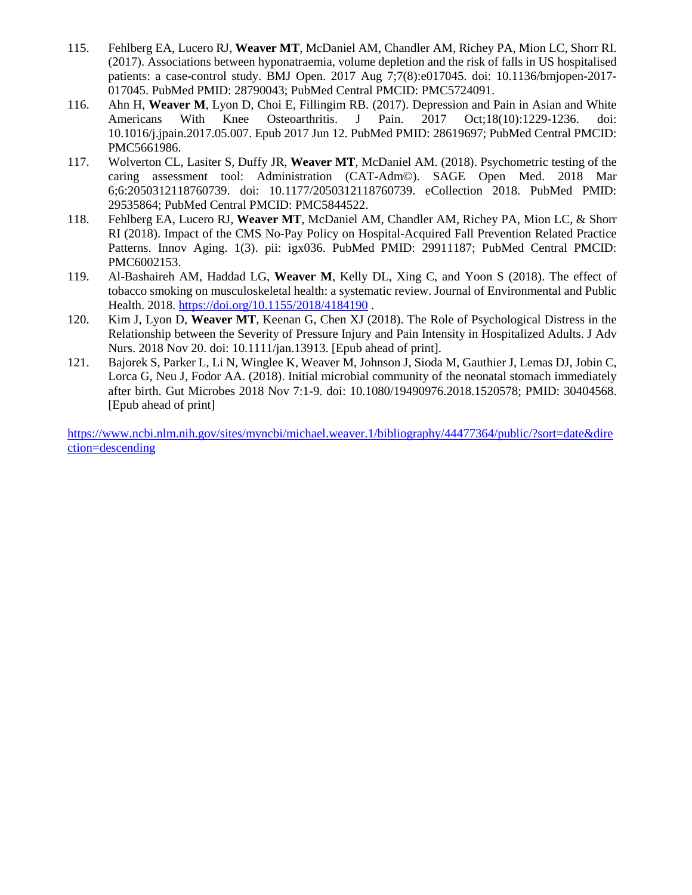115. Fehlberg EA, Lucero RJ, **Weaver MT**, McDaniel AM, Chandler AM, Richey PA, Mion LC, Shorr RI. (2017). Associations between hyponatraemia, volume depletion and the risk of falls in US hospitalised patients: a case-control study. BMJ Open. 2017 Aug 7;7(8):e017045. doi: 10.1136/bmjopen-2017-017045. PubMed PMID: 28790043; PubMed Central PMCID: PMC5724091.
116. Ahn H, **Weaver M**, Lyon D, Choi E, Fillingim RB. (2017). Depression and Pain in Asian and White Americans With Knee Osteoarthritis. J Pain. 2017 Oct;18(10):1229-1236. doi: 10.1016/j.jpain.2017.05.007. Epub 2017 Jun 12. PubMed PMID: 28619697; PubMed Central PMCID: PMC5661986.
117. Wolverton CL, Lasiter S, Duffy JR, **Weaver MT**, McDaniel AM. (2018). Psychometric testing of the caring assessment tool: Administration (CAT-Adm©). SAGE Open Med. 2018 Mar 6;6:2050312118760739. doi: 10.1177/2050312118760739. eCollection 2018. PubMed PMID: 29535864; PubMed Central PMCID: PMC5844522.
118. Fehlberg EA, Lucero RJ, **Weaver MT**, McDaniel AM, Chandler AM, Richey PA, Mion LC, & Shorr RI (2018). Impact of the CMS No-Pay Policy on Hospital-Acquired Fall Prevention Related Practice Patterns. Innov Aging. 1(3). pii: igx036. PubMed PMID: 29911187; PubMed Central PMCID: PMC6002153.
119. Al-Bashaireh AM, Haddad LG, **Weaver M**, Kelly DL, Xing C, and Yoon S (2018). The effect of tobacco smoking on musculoskeletal health: a systematic review. Journal of Environmental and Public Health. 2018. [https://doi.org/10.1155/2018/4184190](https://doi.org/10.1155/2018/4184190) .
120. Kim J, Lyon D, **Weaver MT**, Keenan G, Chen XJ (2018). The Role of Psychological Distress in the Relationship between the Severity of Pressure Injury and Pain Intensity in Hospitalized Adults. J Adv Nurs. 2018 Nov 20. doi: 10.1111/jan.13913. [Epub ahead of print].
121. Bajorek S, Parker L, Li N, Winglee K, Weaver M, Johnson J, Sioda M, Gauthier J, Lemas DJ, Jobin C, Lorca G, Neu J, Fodor AA. (2018). Initial microbial community of the neonatal stomach immediately after birth. Gut Microbes 2018 Nov 7:1-9. doi: 10.1080/19490976.2018.1520578; PMID: 30404568. [Epub ahead of print]

[https://www.ncbi.nlm.nih.gov/sites/myncbi/michael.weaver.1/bibliography/44477364/public/?sort=date&direction=descending](https://www.ncbi.nlm.nih.gov/sites/myncbi/michael.weaver.1/bibliography/44477364/public/?sort=date&direction=descending)